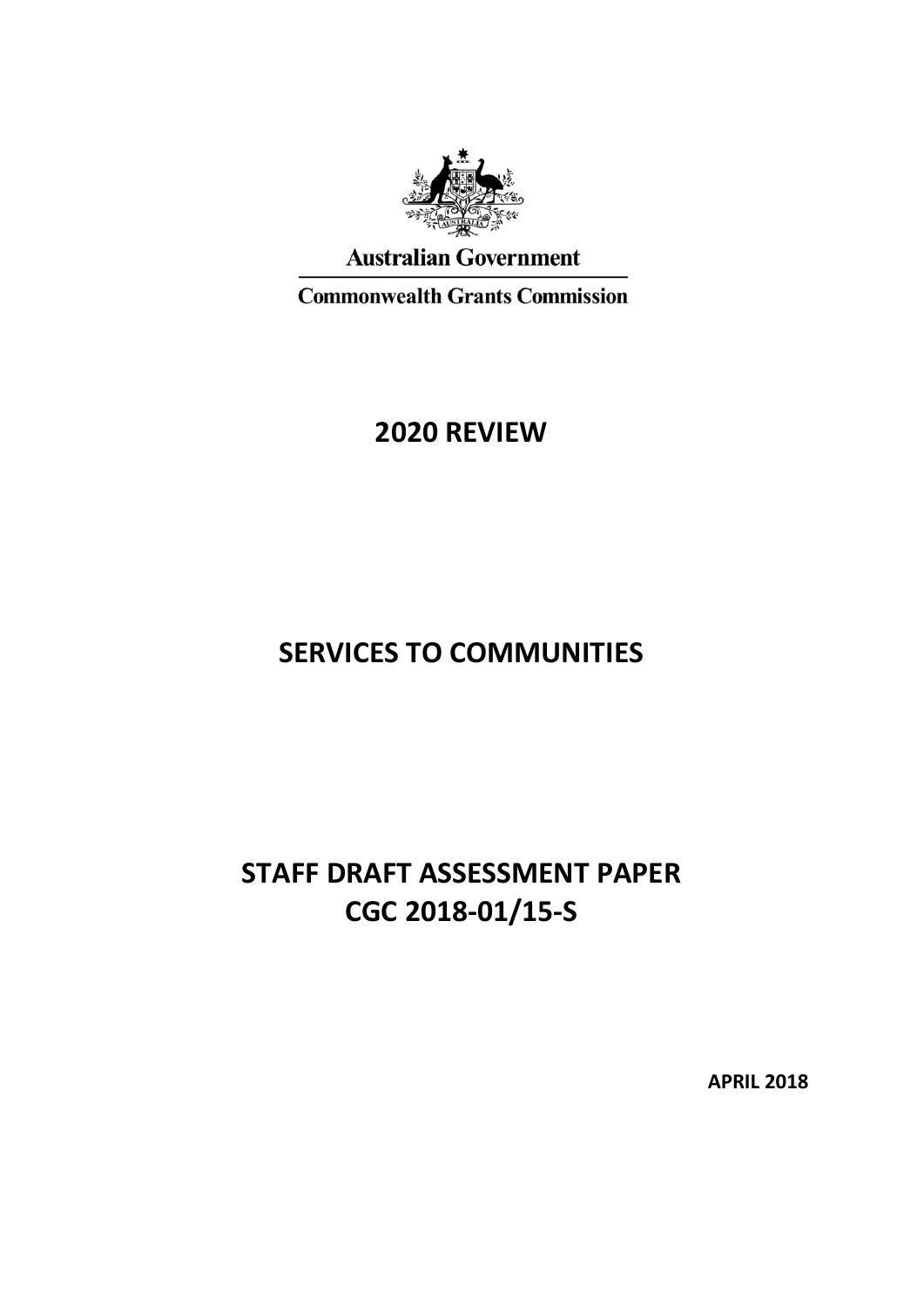Australian Government

Commonwealth Grants Commission

# 2020 REVIEW

# SERVICES TO COMMUNITIES

# STAFF DRAFT ASSESSMENT PAPER CGC 2018-01/15-S

**APRIL 2018**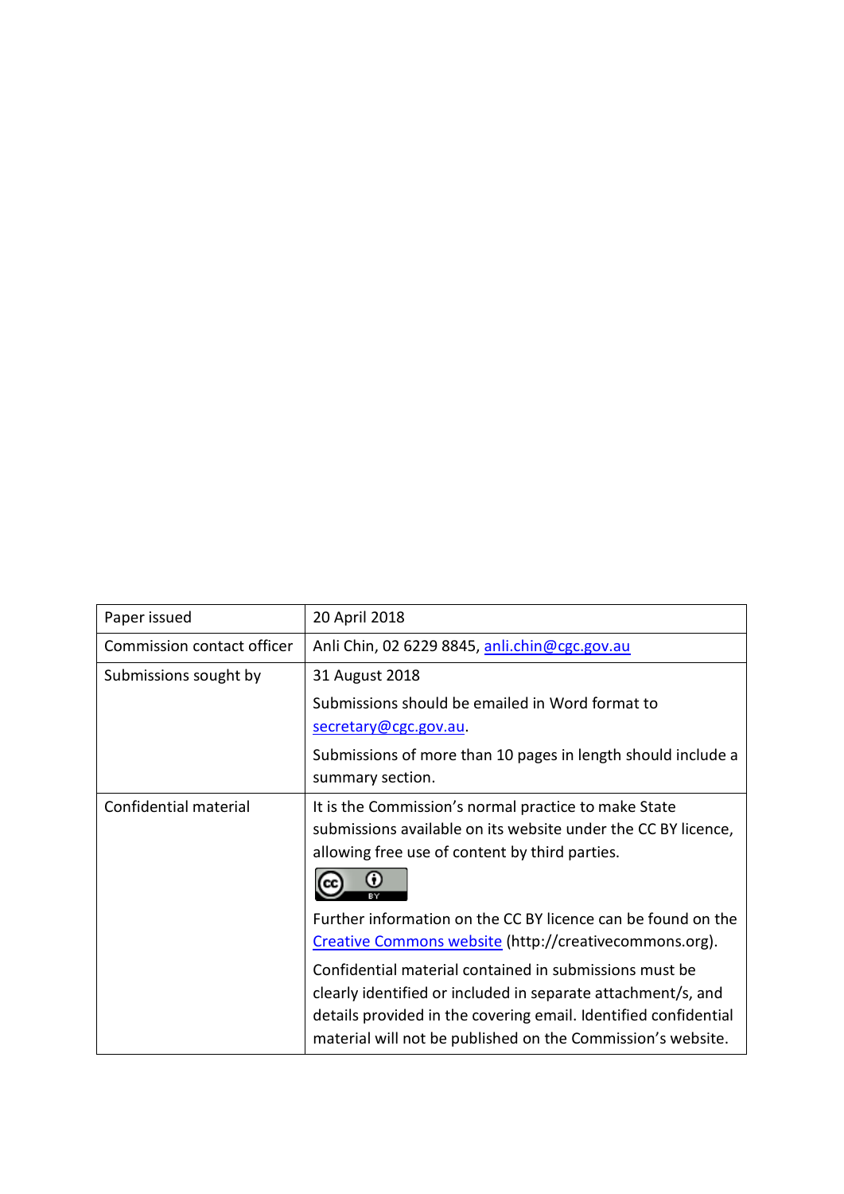| Paper issued | 20 April 2018 |
| --- | --- |
| Commission contact officer | Anli Chin, 02 6229 8845, anli.chin@cgc.gov.au |
| Submissions sought by | 31 August 2018<br><br>Submissions should be emailed in Word format to secretary@cgc.gov.au.<br><br>Submissions of more than 10 pages in length should include a summary section. |
| Confidential material | It is the Commission's normal practice to make State submissions available on its website under the CC BY licence, allowing free use of content by third parties.<br><br>Further information on the CC BY licence can be found on the Creative Commons website (http://creativecommons.org).<br><br>Confidential material contained in submissions must be clearly identified or included in separate attachment/s, and details provided in the covering email. Identified confidential material will not be published on the Commission's website. |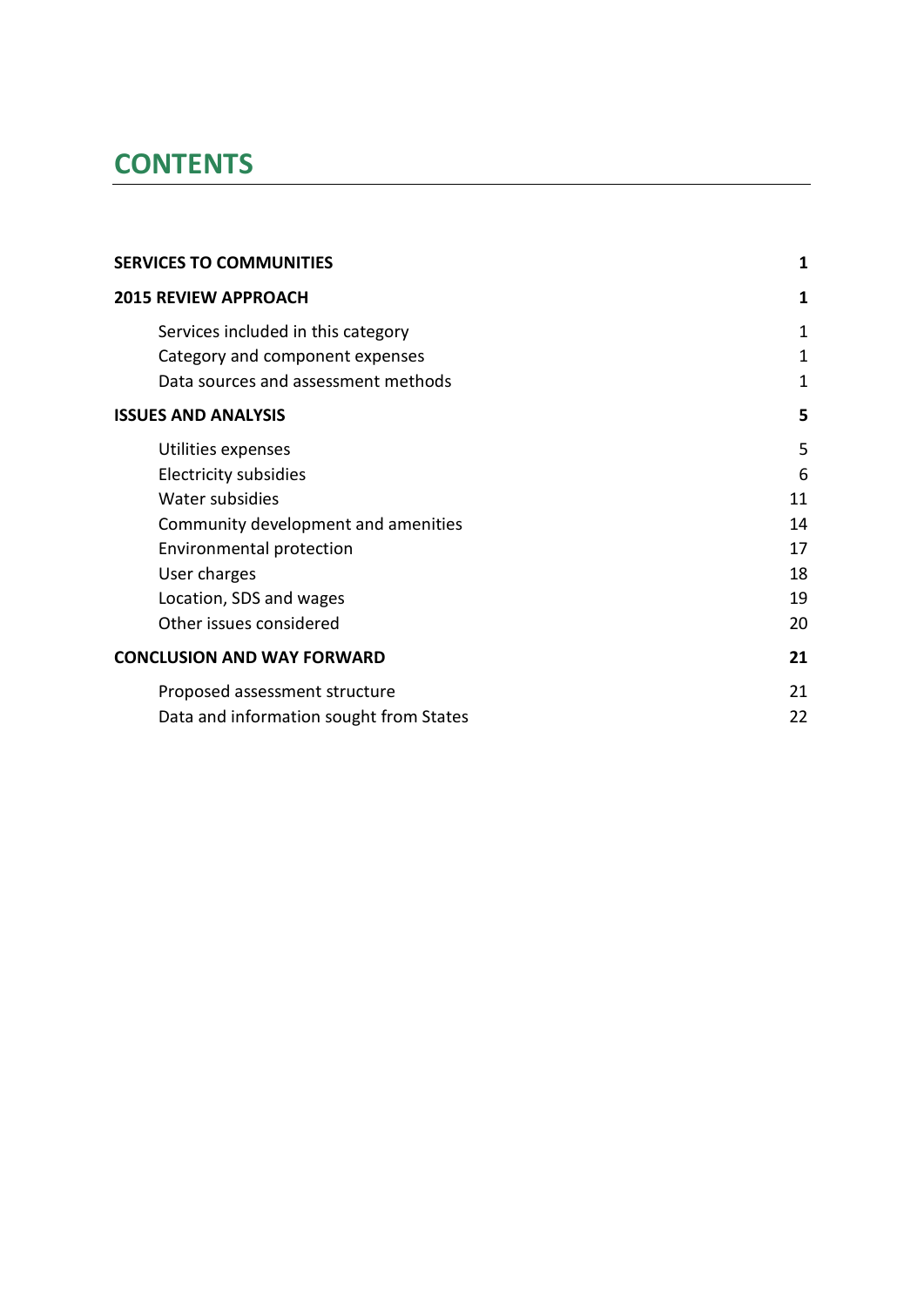# CONTENTS

| | |
|---|---|
| **SERVICES TO COMMUNITIES** | **1** |
| **2015 REVIEW APPROACH** | **1** |
| Services included in this category | 1 |
| Category and component expenses | 1 |
| Data sources and assessment methods | 1 |
| **ISSUES AND ANALYSIS** | **5** |
| Utilities expenses | 5 |
| Electricity subsidies | 6 |
| Water subsidies | 11 |
| Community development and amenities | 14 |
| Environmental protection | 17 |
| User charges | 18 |
| Location, SDS and wages | 19 |
| Other issues considered | 20 |
| **CONCLUSION AND WAY FORWARD** | **21** |
| Proposed assessment structure | 21 |
| Data and information sought from States | 22 |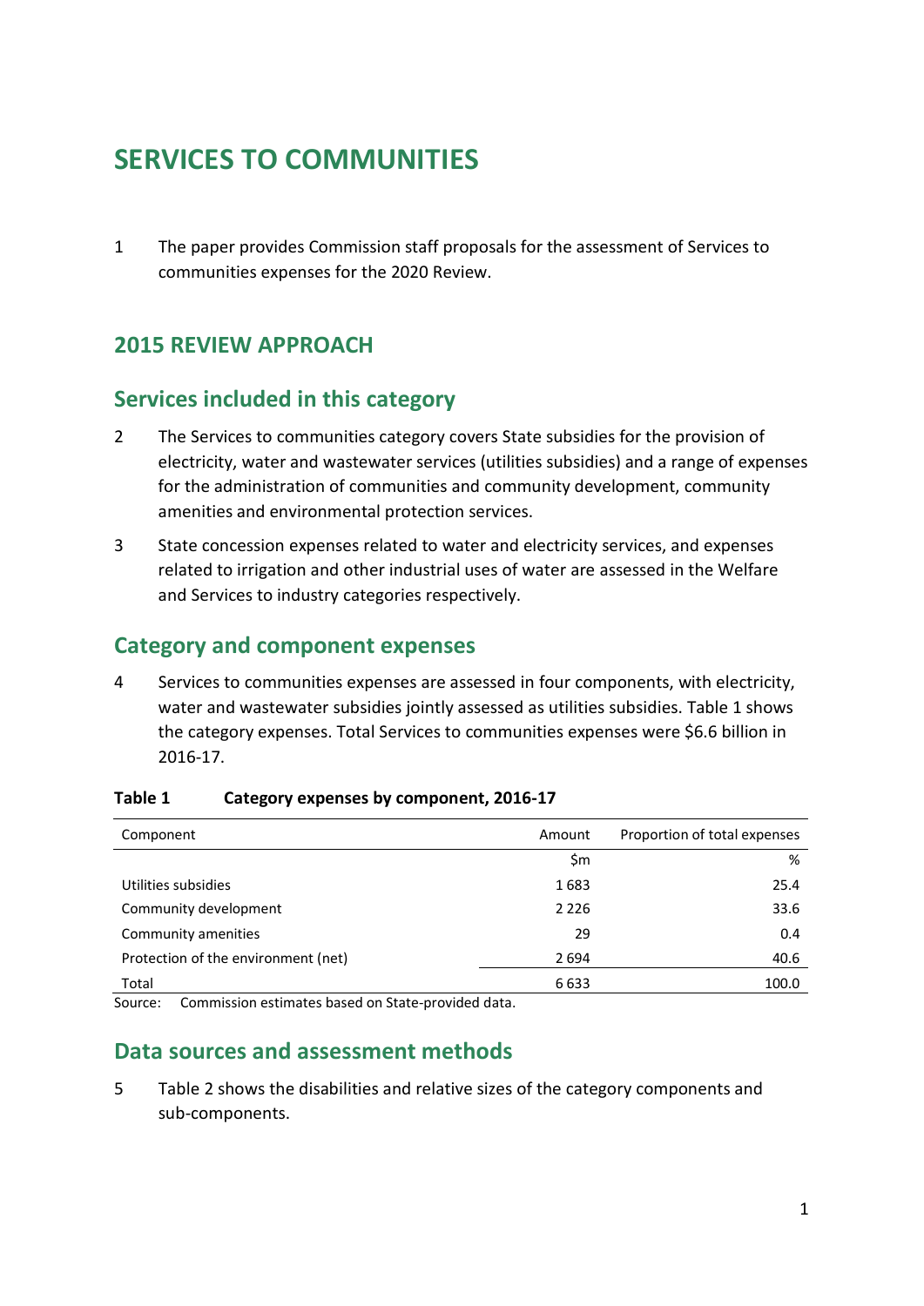# SERVICES TO COMMUNITIES

1 The paper provides Commission staff proposals for the assessment of Services to communities expenses for the 2020 Review.

## 2015 REVIEW APPROACH

## Services included in this category

2 The Services to communities category covers State subsidies for the provision of electricity, water and wastewater services (utilities subsidies) and a range of expenses for the administration of communities and community development, community amenities and environmental protection services.

3 State concession expenses related to water and electricity services, and expenses related to irrigation and other industrial uses of water are assessed in the Welfare and Services to industry categories respectively.

## Category and component expenses

4 Services to communities expenses are assessed in four components, with electricity, water and wastewater subsidies jointly assessed as utilities subsidies. Table 1 shows the category expenses. Total Services to communities expenses were $6.6 billion in 2016-17.

**Table 1 Category expenses by component, 2016-17**

| Component | Amount | Proportion of total expenses |
|---|---|---|
| | $m | % |
| Utilities subsidies | 1 683 | 25.4 |
| Community development | 2 226 | 33.6 |
| Community amenities | 29 | 0.4 |
| Protection of the environment (net) | 2 694 | 40.6 |
| Total | 6 633 | 100.0 |

Source: Commission estimates based on State-provided data.

## Data sources and assessment methods

5 Table 2 shows the disabilities and relative sizes of the category components and sub-components.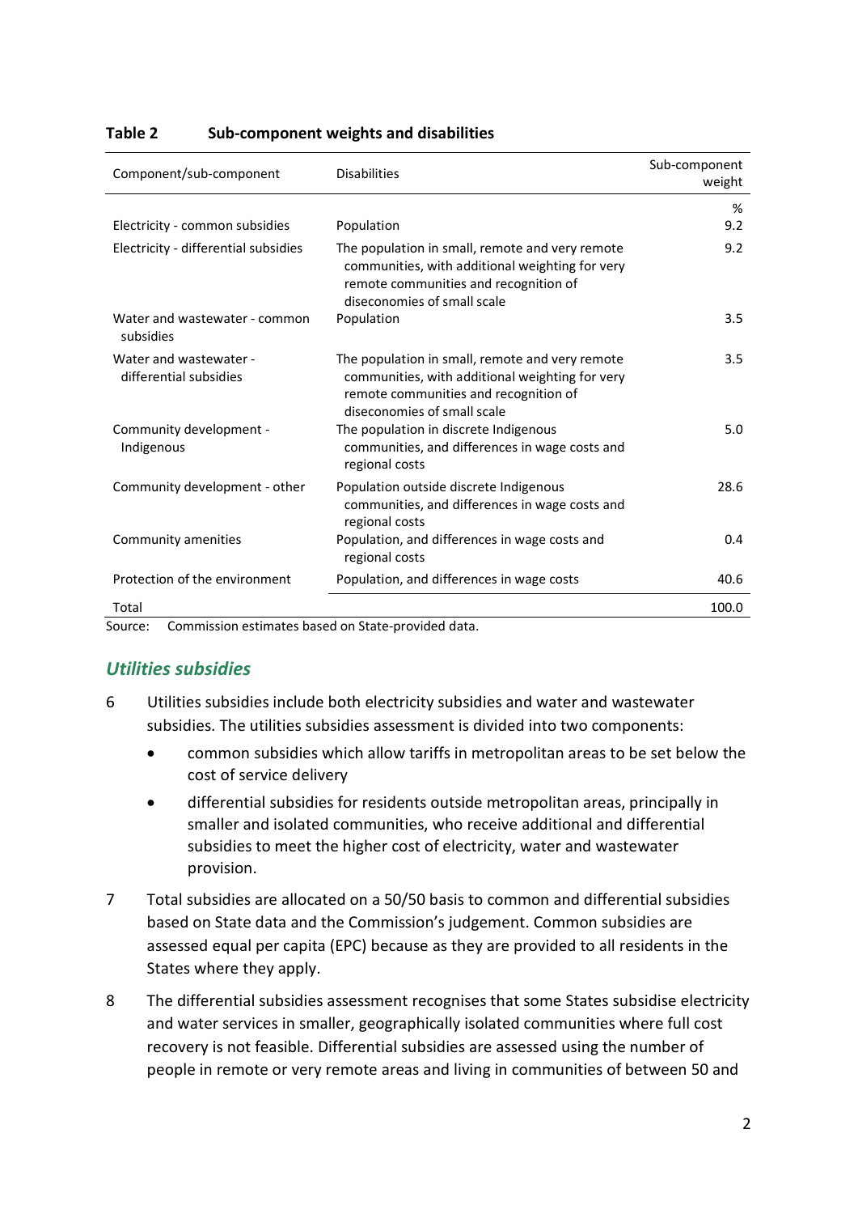**Table 2 Sub-component weights and disabilities**

| Component/sub-component | Disabilities | Sub-component weight |
|---|---|---|
| | | % |
| Electricity - common subsidies | Population | 9.2 |
| Electricity - differential subsidies | The population in small, remote and very remote communities, with additional weighting for very remote communities and recognition of diseconomies of small scale | 9.2 |
| Water and wastewater - common subsidies | Population | 3.5 |
| Water and wastewater - differential subsidies | The population in small, remote and very remote communities, with additional weighting for very remote communities and recognition of diseconomies of small scale | 3.5 |
| Community development - Indigenous | The population in discrete Indigenous communities, and differences in wage costs and regional costs | 5.0 |
| Community development - other | Population outside discrete Indigenous communities, and differences in wage costs and regional costs | 28.6 |
| Community amenities | Population, and differences in wage costs and regional costs | 0.4 |
| Protection of the environment | Population, and differences in wage costs | 40.6 |
| Total | | 100.0 |

Source: Commission estimates based on State-provided data.

### *Utilities subsidies*

6 Utilities subsidies include both electricity subsidies and water and wastewater subsidies. The utilities subsidies assessment is divided into two components:

- common subsidies which allow tariffs in metropolitan areas to be set below the cost of service delivery
- differential subsidies for residents outside metropolitan areas, principally in smaller and isolated communities, who receive additional and differential subsidies to meet the higher cost of electricity, water and wastewater provision.

7 Total subsidies are allocated on a 50/50 basis to common and differential subsidies based on State data and the Commission's judgement. Common subsidies are assessed equal per capita (EPC) because as they are provided to all residents in the States where they apply.

8 The differential subsidies assessment recognises that some States subsidise electricity and water services in smaller, geographically isolated communities where full cost recovery is not feasible. Differential subsidies are assessed using the number of people in remote or very remote areas and living in communities of between 50 and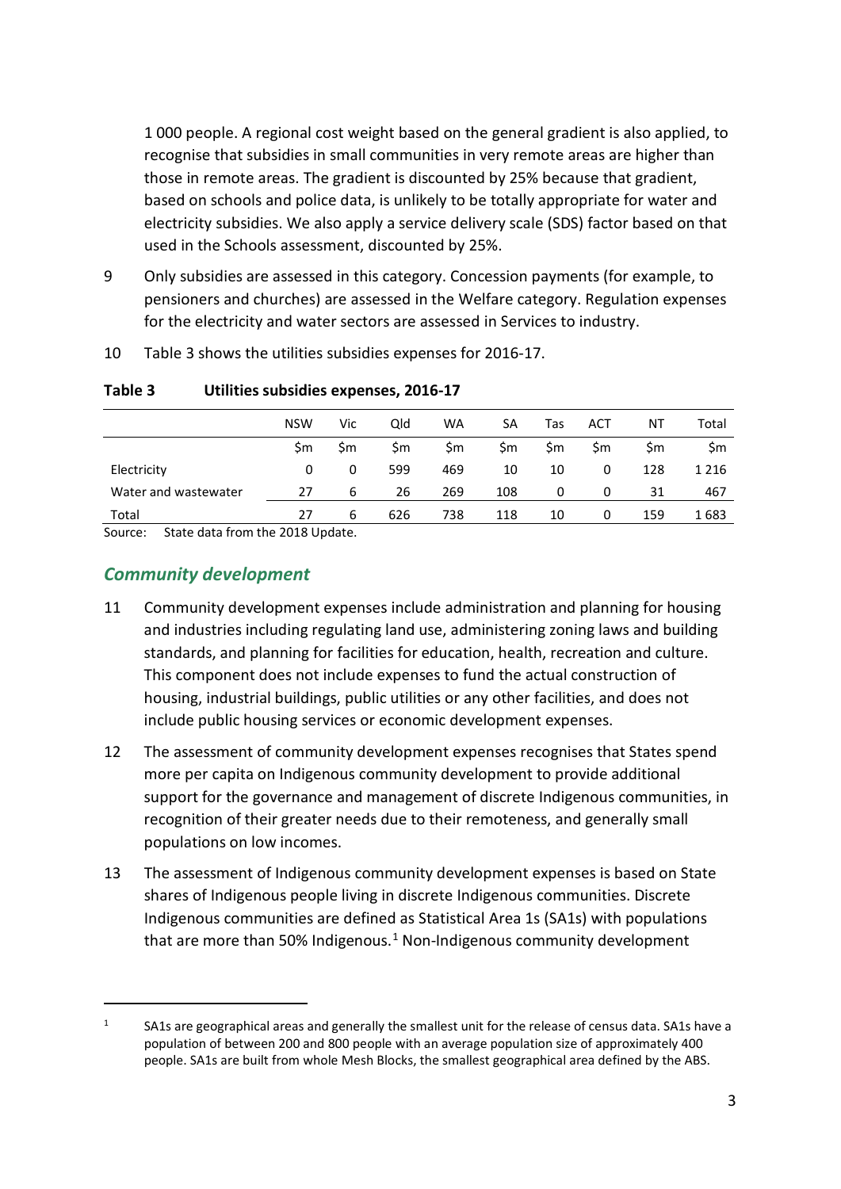1 000 people. A regional cost weight based on the general gradient is also applied, to recognise that subsidies in small communities in very remote areas are higher than those in remote areas. The gradient is discounted by 25% because that gradient, based on schools and police data, is unlikely to be totally appropriate for water and electricity subsidies. We also apply a service delivery scale (SDS) factor based on that used in the Schools assessment, discounted by 25%.

9 Only subsidies are assessed in this category. Concession payments (for example, to pensioners and churches) are assessed in the Welfare category. Regulation expenses for the electricity and water sectors are assessed in Services to industry.

10 Table 3 shows the utilities subsidies expenses for 2016-17.

**Table 3 Utilities subsidies expenses, 2016-17**

| | NSW | Vic | Qld | WA | SA | Tas | ACT | NT | Total |
|---|---|---|---|---|---|---|---|---|---|
| | $m | $m | $m | $m | $m | $m | $m | $m | $m |
| Electricity | 0 | 0 | 599 | 469 | 10 | 10 | 0 | 128 | 1 216 |
| Water and wastewater | 27 | 6 | 26 | 269 | 108 | 0 | 0 | 31 | 467 |
| Total | 27 | 6 | 626 | 738 | 118 | 10 | 0 | 159 | 1 683 |

Source: State data from the 2018 Update.

## *Community development*

11 Community development expenses include administration and planning for housing and industries including regulating land use, administering zoning laws and building standards, and planning for facilities for education, health, recreation and culture. This component does not include expenses to fund the actual construction of housing, industrial buildings, public utilities or any other facilities, and does not include public housing services or economic development expenses.

12 The assessment of community development expenses recognises that States spend more per capita on Indigenous community development to provide additional support for the governance and management of discrete Indigenous communities, in recognition of their greater needs due to their remoteness, and generally small populations on low incomes.

13 The assessment of Indigenous community development expenses is based on State shares of Indigenous people living in discrete Indigenous communities. Discrete Indigenous communities are defined as Statistical Area 1s (SA1s) with populations that are more than 50% Indigenous.[1] Non-Indigenous community development

[1] SA1s are geographical areas and generally the smallest unit for the release of census data. SA1s have a population of between 200 and 800 people with an average population size of approximately 400 people. SA1s are built from whole Mesh Blocks, the smallest geographical area defined by the ABS.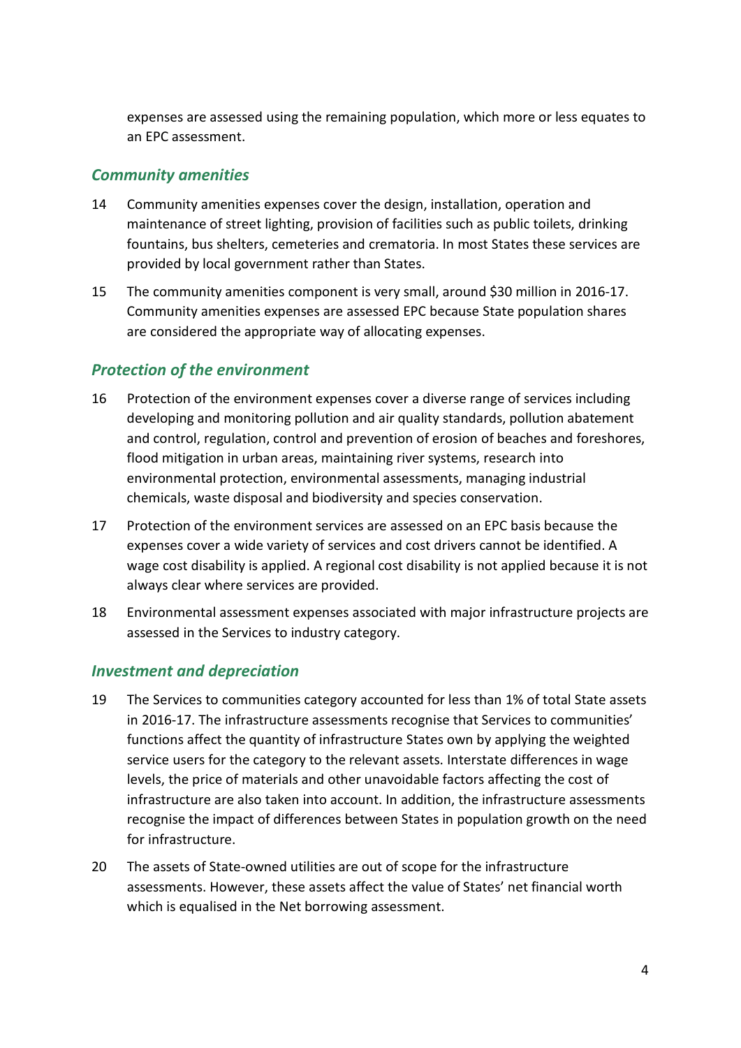expenses are assessed using the remaining population, which more or less equates to an EPC assessment.

### *Community amenities*

14 Community amenities expenses cover the design, installation, operation and maintenance of street lighting, provision of facilities such as public toilets, drinking fountains, bus shelters, cemeteries and crematoria. In most States these services are provided by local government rather than States.

15 The community amenities component is very small, around $30 million in 2016-17. Community amenities expenses are assessed EPC because State population shares are considered the appropriate way of allocating expenses.

### *Protection of the environment*

16 Protection of the environment expenses cover a diverse range of services including developing and monitoring pollution and air quality standards, pollution abatement and control, regulation, control and prevention of erosion of beaches and foreshores, flood mitigation in urban areas, maintaining river systems, research into environmental protection, environmental assessments, managing industrial chemicals, waste disposal and biodiversity and species conservation.

17 Protection of the environment services are assessed on an EPC basis because the expenses cover a wide variety of services and cost drivers cannot be identified. A wage cost disability is applied. A regional cost disability is not applied because it is not always clear where services are provided.

18 Environmental assessment expenses associated with major infrastructure projects are assessed in the Services to industry category.

### *Investment and depreciation*

19 The Services to communities category accounted for less than 1% of total State assets in 2016-17. The infrastructure assessments recognise that Services to communities' functions affect the quantity of infrastructure States own by applying the weighted service users for the category to the relevant assets. Interstate differences in wage levels, the price of materials and other unavoidable factors affecting the cost of infrastructure are also taken into account. In addition, the infrastructure assessments recognise the impact of differences between States in population growth on the need for infrastructure.

20 The assets of State-owned utilities are out of scope for the infrastructure assessments. However, these assets affect the value of States' net financial worth which is equalised in the Net borrowing assessment.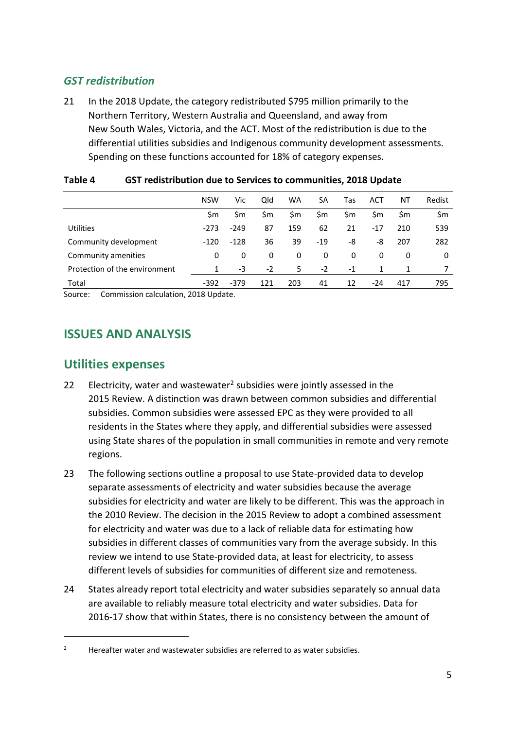### *GST redistribution*

21 In the 2018 Update, the category redistributed $795 million primarily to the Northern Territory, Western Australia and Queensland, and away from New South Wales, Victoria, and the ACT. Most of the redistribution is due to the differential utilities subsidies and Indigenous community development assessments. Spending on these functions accounted for 18% of category expenses.

**Table 4 GST redistribution due to Services to communities, 2018 Update**

| | NSW | Vic | Qld | WA | SA | Tas | ACT | NT | Redist |
|---|---|---|---|---|---|---|---|---|---|
| | $m | $m | $m | $m | $m | $m | $m | $m | $m |
| Utilities | -273 | -249 | 87 | 159 | 62 | 21 | -17 | 210 | 539 |
| Community development | -120 | -128 | 36 | 39 | -19 | -8 | -8 | 207 | 282 |
| Community amenities | 0 | 0 | 0 | 0 | 0 | 0 | 0 | 0 | 0 |
| Protection of the environment | 1 | -3 | -2 | 5 | -2 | -1 | 1 | 1 | 7 |
| Total | -392 | -379 | 121 | 203 | 41 | 12 | -24 | 417 | 795 |

Source: Commission calculation, 2018 Update.

## ISSUES AND ANALYSIS

## Utilities expenses

22 Electricity, water and wastewater[2] subsidies were jointly assessed in the 2015 Review. A distinction was drawn between common subsidies and differential subsidies. Common subsidies were assessed EPC as they were provided to all residents in the States where they apply, and differential subsidies were assessed using State shares of the population in small communities in remote and very remote regions.

23 The following sections outline a proposal to use State-provided data to develop separate assessments of electricity and water subsidies because the average subsidies for electricity and water are likely to be different. This was the approach in the 2010 Review. The decision in the 2015 Review to adopt a combined assessment for electricity and water was due to a lack of reliable data for estimating how subsidies in different classes of communities vary from the average subsidy. In this review we intend to use State-provided data, at least for electricity, to assess different levels of subsidies for communities of different size and remoteness.

24 States already report total electricity and water subsidies separately so annual data are available to reliably measure total electricity and water subsidies. Data for 2016-17 show that within States, there is no consistency between the amount of

[2] Hereafter water and wastewater subsidies are referred to as water subsidies.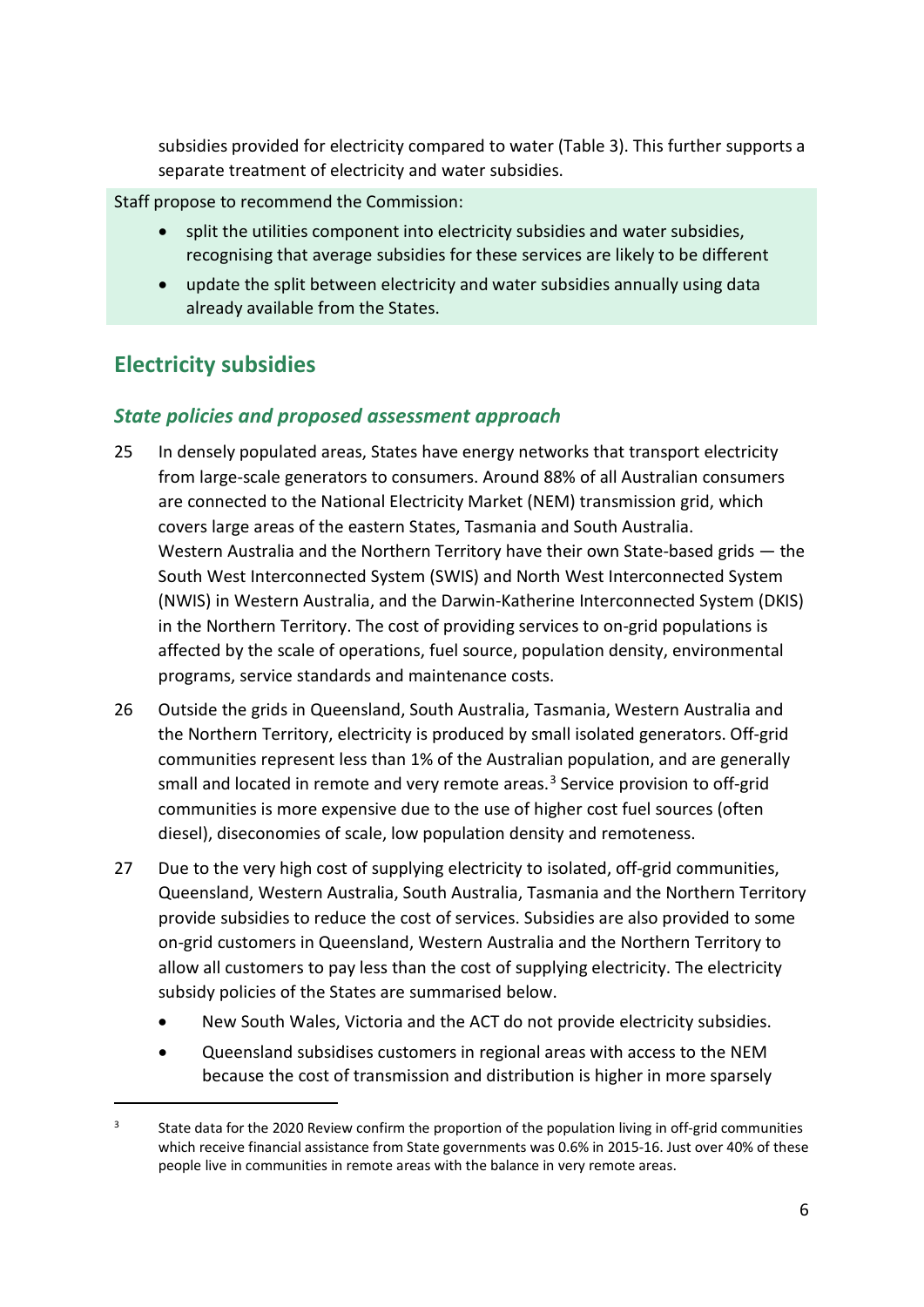subsidies provided for electricity compared to water (Table 3). This further supports a separate treatment of electricity and water subsidies.

Staff propose to recommend the Commission:

- split the utilities component into electricity subsidies and water subsidies, recognising that average subsidies for these services are likely to be different
- update the split between electricity and water subsidies annually using data already available from the States.

## Electricity subsidies

### *State policies and proposed assessment approach*

25 In densely populated areas, States have energy networks that transport electricity from large-scale generators to consumers. Around 88% of all Australian consumers are connected to the National Electricity Market (NEM) transmission grid, which covers large areas of the eastern States, Tasmania and South Australia. Western Australia and the Northern Territory have their own State-based grids — the South West Interconnected System (SWIS) and North West Interconnected System (NWIS) in Western Australia, and the Darwin-Katherine Interconnected System (DKIS) in the Northern Territory. The cost of providing services to on-grid populations is affected by the scale of operations, fuel source, population density, environmental programs, service standards and maintenance costs.

26 Outside the grids in Queensland, South Australia, Tasmania, Western Australia and the Northern Territory, electricity is produced by small isolated generators. Off-grid communities represent less than 1% of the Australian population, and are generally small and located in remote and very remote areas.[3] Service provision to off-grid communities is more expensive due to the use of higher cost fuel sources (often diesel), diseconomies of scale, low population density and remoteness.

27 Due to the very high cost of supplying electricity to isolated, off-grid communities, Queensland, Western Australia, South Australia, Tasmania and the Northern Territory provide subsidies to reduce the cost of services. Subsidies are also provided to some on-grid customers in Queensland, Western Australia and the Northern Territory to allow all customers to pay less than the cost of supplying electricity. The electricity subsidy policies of the States are summarised below.

- New South Wales, Victoria and the ACT do not provide electricity subsidies.
- Queensland subsidises customers in regional areas with access to the NEM because the cost of transmission and distribution is higher in more sparsely

[3] State data for the 2020 Review confirm the proportion of the population living in off-grid communities which receive financial assistance from State governments was 0.6% in 2015-16. Just over 40% of these people live in communities in remote areas with the balance in very remote areas.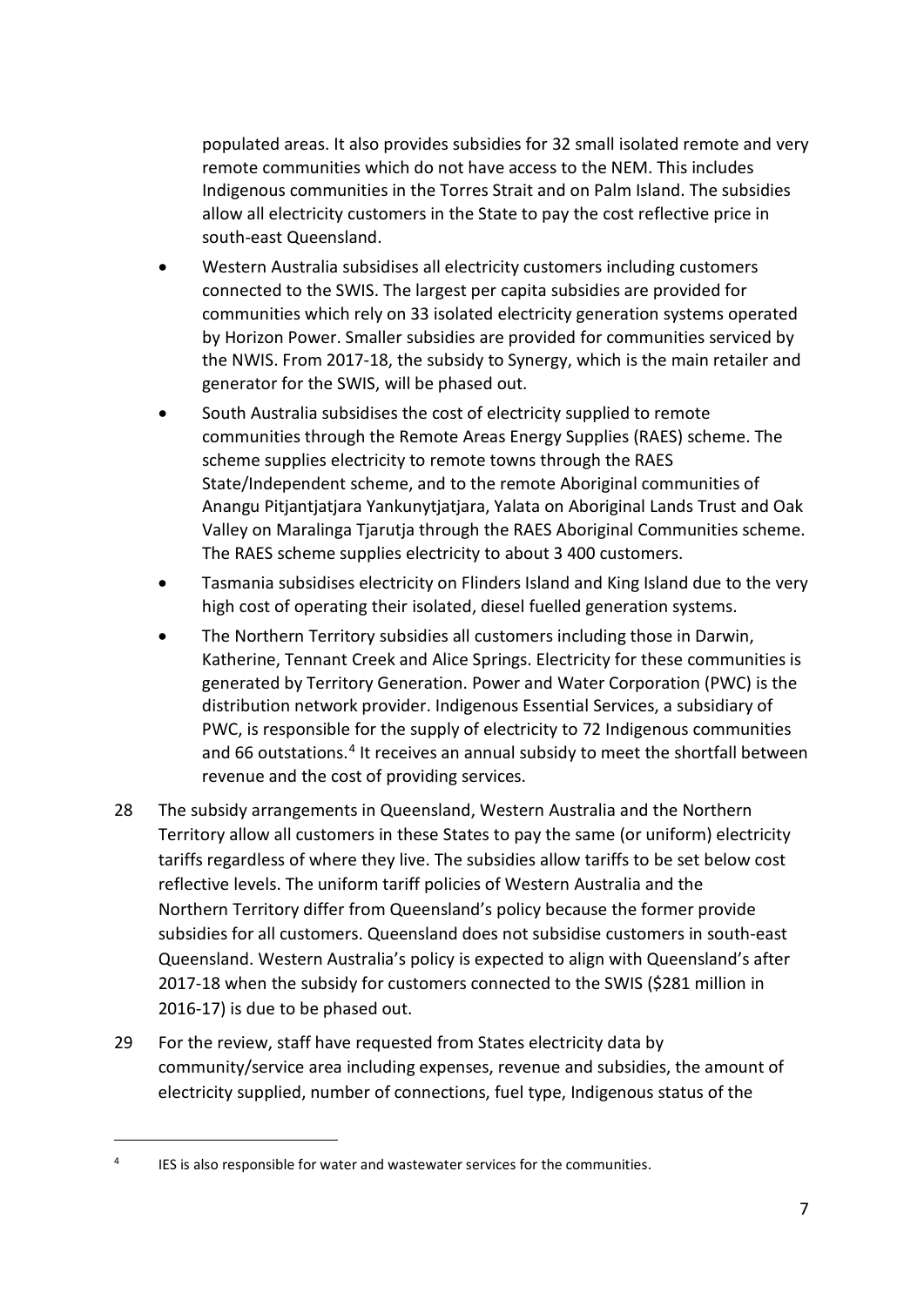populated areas. It also provides subsidies for 32 small isolated remote and very remote communities which do not have access to the NEM. This includes Indigenous communities in the Torres Strait and on Palm Island. The subsidies allow all electricity customers in the State to pay the cost reflective price in south-east Queensland.

- Western Australia subsidises all electricity customers including customers connected to the SWIS. The largest per capita subsidies are provided for communities which rely on 33 isolated electricity generation systems operated by Horizon Power. Smaller subsidies are provided for communities serviced by the NWIS. From 2017-18, the subsidy to Synergy, which is the main retailer and generator for the SWIS, will be phased out.
- South Australia subsidises the cost of electricity supplied to remote communities through the Remote Areas Energy Supplies (RAES) scheme. The scheme supplies electricity to remote towns through the RAES State/Independent scheme, and to the remote Aboriginal communities of Anangu Pitjantjatjara Yankunytjatjara, Yalata on Aboriginal Lands Trust and Oak Valley on Maralinga Tjarutja through the RAES Aboriginal Communities scheme. The RAES scheme supplies electricity to about 3 400 customers.
- Tasmania subsidises electricity on Flinders Island and King Island due to the very high cost of operating their isolated, diesel fuelled generation systems.
- The Northern Territory subsidies all customers including those in Darwin, Katherine, Tennant Creek and Alice Springs. Electricity for these communities is generated by Territory Generation. Power and Water Corporation (PWC) is the distribution network provider. Indigenous Essential Services, a subsidiary of PWC, is responsible for the supply of electricity to 72 Indigenous communities and 66 outstations.[4] It receives an annual subsidy to meet the shortfall between revenue and the cost of providing services.

28 The subsidy arrangements in Queensland, Western Australia and the Northern Territory allow all customers in these States to pay the same (or uniform) electricity tariffs regardless of where they live. The subsidies allow tariffs to be set below cost reflective levels. The uniform tariff policies of Western Australia and the Northern Territory differ from Queensland's policy because the former provide subsidies for all customers. Queensland does not subsidise customers in south-east Queensland. Western Australia's policy is expected to align with Queensland's after 2017-18 when the subsidy for customers connected to the SWIS ($281 million in 2016-17) is due to be phased out.

29 For the review, staff have requested from States electricity data by community/service area including expenses, revenue and subsidies, the amount of electricity supplied, number of connections, fuel type, Indigenous status of the

[4] IES is also responsible for water and wastewater services for the communities.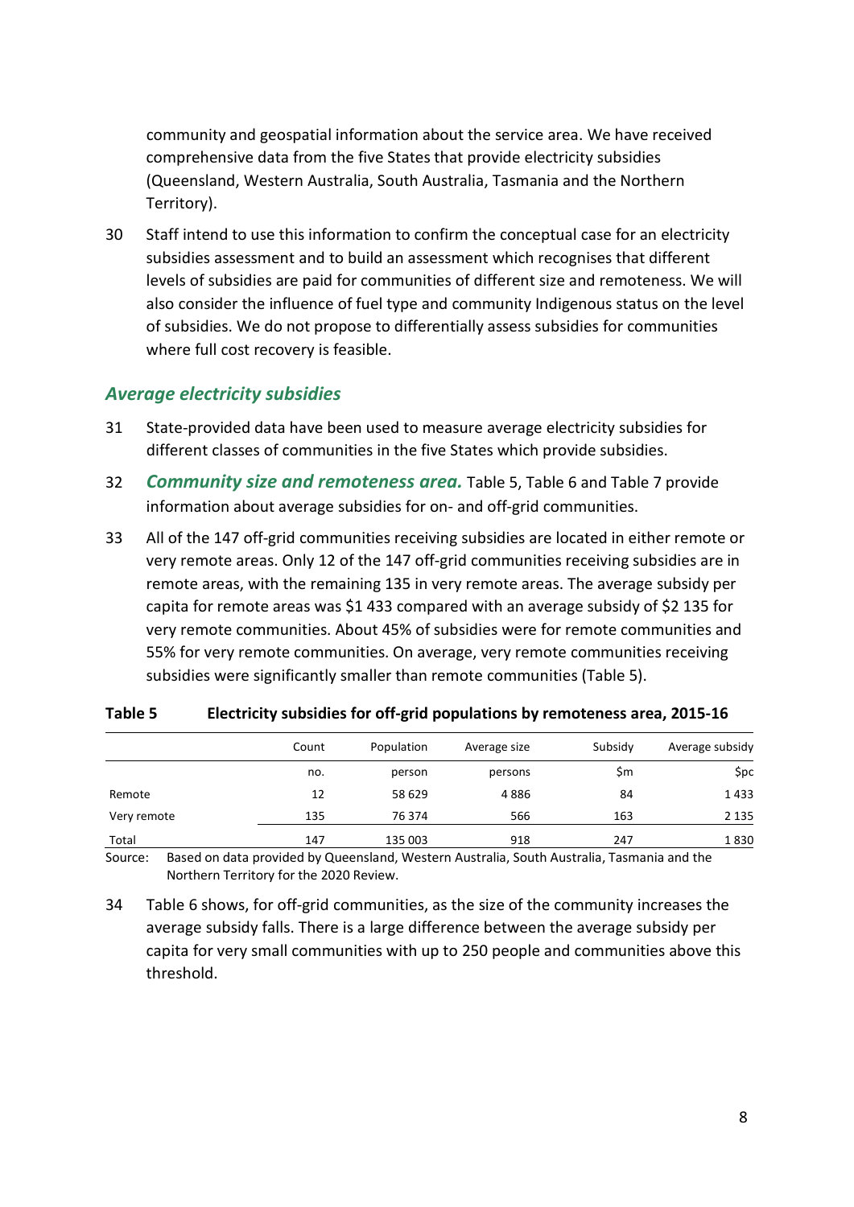community and geospatial information about the service area. We have received comprehensive data from the five States that provide electricity subsidies (Queensland, Western Australia, South Australia, Tasmania and the Northern Territory).

30 Staff intend to use this information to confirm the conceptual case for an electricity subsidies assessment and to build an assessment which recognises that different levels of subsidies are paid for communities of different size and remoteness. We will also consider the influence of fuel type and community Indigenous status on the level of subsidies. We do not propose to differentially assess subsidies for communities where full cost recovery is feasible.

### *Average electricity subsidies*

31 State-provided data have been used to measure average electricity subsidies for different classes of communities in the five States which provide subsidies.

32 ***Community size and remoteness area.*** Table 5, Table 6 and Table 7 provide information about average subsidies for on- and off-grid communities.

33 All of the 147 off-grid communities receiving subsidies are located in either remote or very remote areas. Only 12 of the 147 off-grid communities receiving subsidies are in remote areas, with the remaining 135 in very remote areas. The average subsidy per capita for remote areas was $1 433 compared with an average subsidy of $2 135 for very remote communities. About 45% of subsidies were for remote communities and 55% for very remote communities. On average, very remote communities receiving subsidies were significantly smaller than remote communities (Table 5).

**Table 5 Electricity subsidies for off-grid populations by remoteness area, 2015-16**

| | Count | Population | Average size | Subsidy | Average subsidy |
|---|---|---|---|---|---|
| | no. | person | persons | $m | $pc |
| Remote | 12 | 58 629 | 4 886 | 84 | 1 433 |
| Very remote | 135 | 76 374 | 566 | 163 | 2 135 |
| Total | 147 | 135 003 | 918 | 247 | 1 830 |

Source: Based on data provided by Queensland, Western Australia, South Australia, Tasmania and the Northern Territory for the 2020 Review.

34 Table 6 shows, for off-grid communities, as the size of the community increases the average subsidy falls. There is a large difference between the average subsidy per capita for very small communities with up to 250 people and communities above this threshold.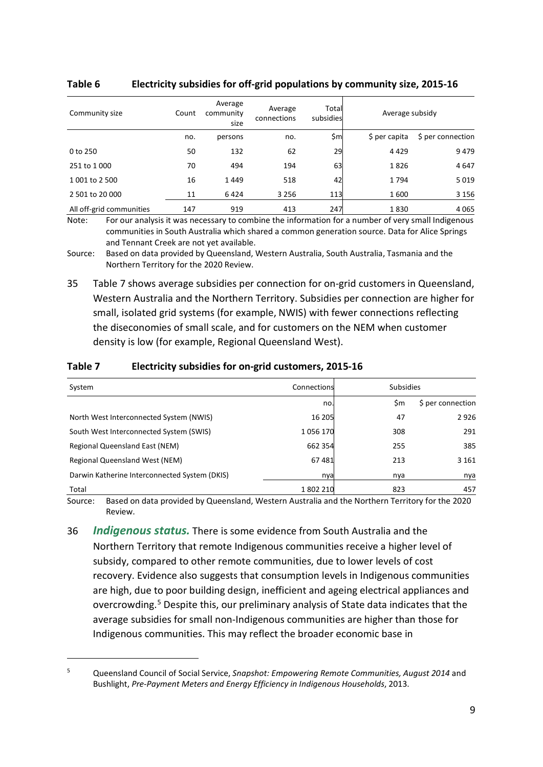**Table 6 Electricity subsidies for off-grid populations by community size, 2015-16**

| Community size | Count | Average community size | Average connections | Total subsidies | Average subsidy | |
|---|---|---|---|---|---|---|
| | no. | persons | no. | $m | $ per capita | $ per connection |
| 0 to 250 | 50 | 132 | 62 | 29 | 4 429 | 9 479 |
| 251 to 1 000 | 70 | 494 | 194 | 63 | 1 826 | 4 647 |
| 1 001 to 2 500 | 16 | 1 449 | 518 | 42 | 1 794 | 5 019 |
| 2 501 to 20 000 | 11 | 6 424 | 3 256 | 113 | 1 600 | 3 156 |
| All off-grid communities | 147 | 919 | 413 | 247 | 1 830 | 4 065 |

Note: For our analysis it was necessary to combine the information for a number of very small Indigenous communities in South Australia which shared a common generation source. Data for Alice Springs and Tennant Creek are not yet available.

Source: Based on data provided by Queensland, Western Australia, South Australia, Tasmania and the Northern Territory for the 2020 Review.

35 Table 7 shows average subsidies per connection for on-grid customers in Queensland, Western Australia and the Northern Territory. Subsidies per connection are higher for small, isolated grid systems (for example, NWIS) with fewer connections reflecting the diseconomies of small scale, and for customers on the NEM when customer density is low (for example, Regional Queensland West).

**Table 7 Electricity subsidies for on-grid customers, 2015-16**

| System | Connections | Subsidies | |
|---|---|---|---|
| | no. | $m | $ per connection |
| North West Interconnected System (NWIS) | 16 205 | 47 | 2 926 |
| South West Interconnected System (SWIS) | 1 056 170 | 308 | 291 |
| Regional Queensland East (NEM) | 662 354 | 255 | 385 |
| Regional Queensland West (NEM) | 67 481 | 213 | 3 161 |
| Darwin Katherine Interconnected System (DKIS) | nya | nya | nya |
| Total | 1 802 210 | 823 | 457 |

Source: Based on data provided by Queensland, Western Australia and the Northern Territory for the 2020 Review.

36 ***Indigenous status.*** There is some evidence from South Australia and the Northern Territory that remote Indigenous communities receive a higher level of subsidy, compared to other remote communities, due to lower levels of cost recovery. Evidence also suggests that consumption levels in Indigenous communities are high, due to poor building design, inefficient and ageing electrical appliances and overcrowding.[5] Despite this, our preliminary analysis of State data indicates that the average subsidies for small non-Indigenous communities are higher than those for Indigenous communities. This may reflect the broader economic base in

[5] Queensland Council of Social Service, *Snapshot: Empowering Remote Communities, August 2014* and Bushlight, *Pre-Payment Meters and Energy Efficiency in Indigenous Households*, 2013.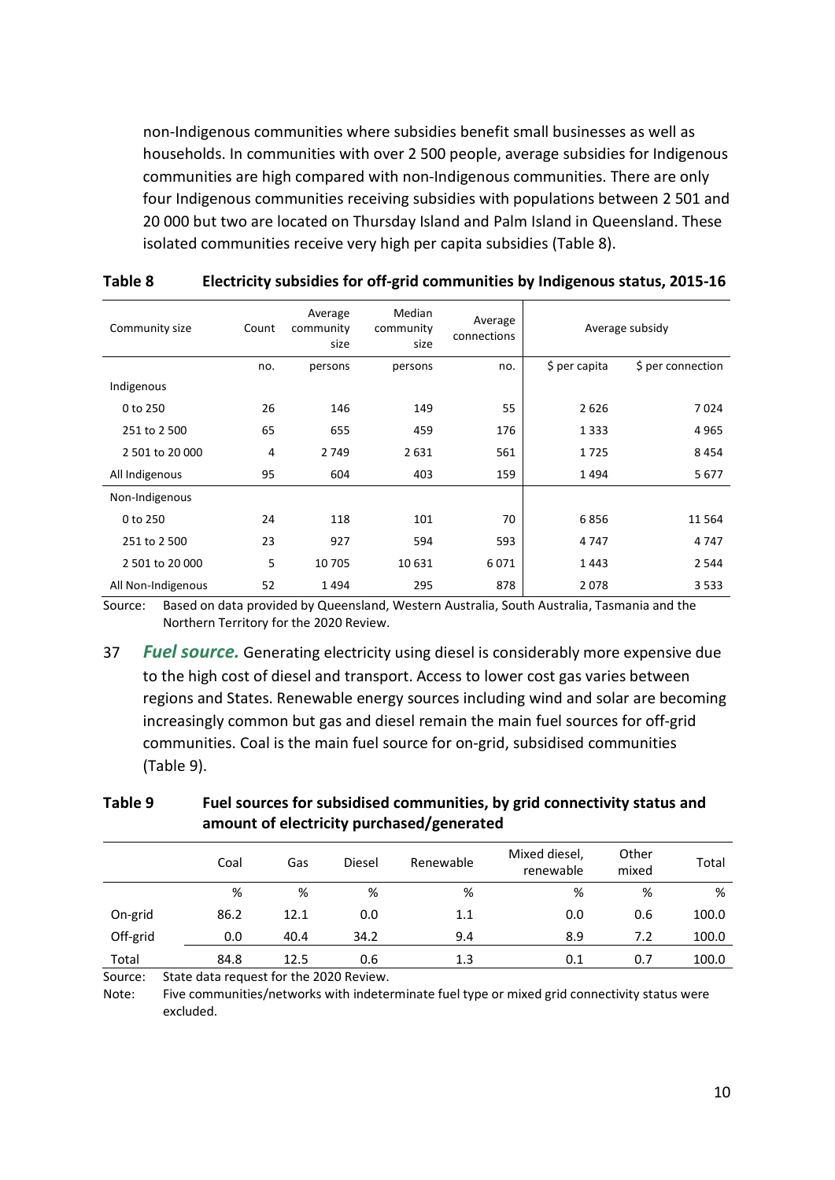non-Indigenous communities where subsidies benefit small businesses as well as households. In communities with over 2 500 people, average subsidies for Indigenous communities are high compared with non-Indigenous communities. There are only four Indigenous communities receiving subsidies with populations between 2 501 and 20 000 but two are located on Thursday Island and Palm Island in Queensland. These isolated communities receive very high per capita subsidies (Table 8).

**Table 8 Electricity subsidies for off-grid communities by Indigenous status, 2015-16**

| Community size | Count | Average community size | Median community size | Average connections | Average subsidy | |
|---|---|---|---|---|---|---|
| | no. | persons | persons | no. | $ per capita | $ per connection |
| Indigenous | | | | | | |
| 0 to 250 | 26 | 146 | 149 | 55 | 2 626 | 7 024 |
| 251 to 2 500 | 65 | 655 | 459 | 176 | 1 333 | 4 965 |
| 2 501 to 20 000 | 4 | 2 749 | 2 631 | 561 | 1 725 | 8 454 |
| All Indigenous | 95 | 604 | 403 | 159 | 1 494 | 5 677 |
| Non-Indigenous | | | | | | |
| 0 to 250 | 24 | 118 | 101 | 70 | 6 856 | 11 564 |
| 251 to 2 500 | 23 | 927 | 594 | 593 | 4 747 | 4 747 |
| 2 501 to 20 000 | 5 | 10 705 | 10 631 | 6 071 | 1 443 | 2 544 |
| All Non-Indigenous | 52 | 1 494 | 295 | 878 | 2 078 | 3 533 |

Source: Based on data provided by Queensland, Western Australia, South Australia, Tasmania and the Northern Territory for the 2020 Review.

37 ***Fuel source.*** Generating electricity using diesel is considerably more expensive due to the high cost of diesel and transport. Access to lower cost gas varies between regions and States. Renewable energy sources including wind and solar are becoming increasingly common but gas and diesel remain the main fuel sources for off-grid communities. Coal is the main fuel source for on-grid, subsidised communities (Table 9).

**Table 9 Fuel sources for subsidised communities, by grid connectivity status and amount of electricity purchased/generated**

| | Coal | Gas | Diesel | Renewable | Mixed diesel, renewable | Other mixed | Total |
|---|---|---|---|---|---|---|---|
| | % | % | % | % | % | % | % |
| On-grid | 86.2 | 12.1 | 0.0 | 1.1 | 0.0 | 0.6 | 100.0 |
| Off-grid | 0.0 | 40.4 | 34.2 | 9.4 | 8.9 | 7.2 | 100.0 |
| Total | 84.8 | 12.5 | 0.6 | 1.3 | 0.1 | 0.7 | 100.0 |

Source: State data request for the 2020 Review.

Note: Five communities/networks with indeterminate fuel type or mixed grid connectivity status were excluded.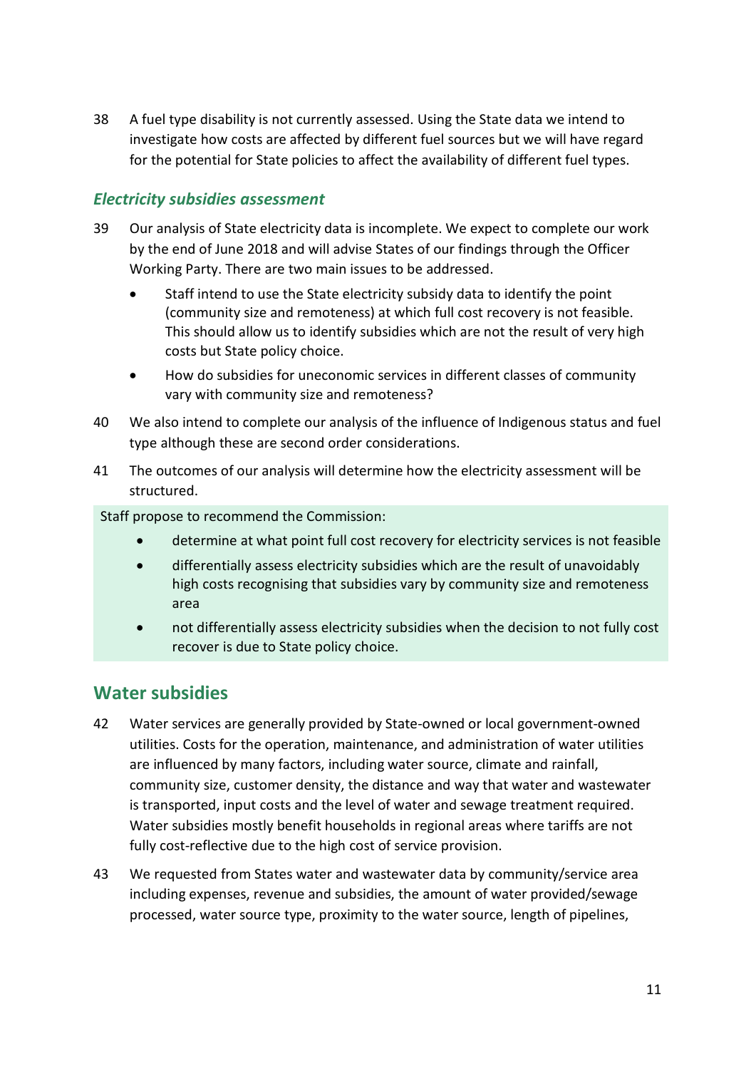38 A fuel type disability is not currently assessed. Using the State data we intend to investigate how costs are affected by different fuel sources but we will have regard for the potential for State policies to affect the availability of different fuel types.

### *Electricity subsidies assessment*

39 Our analysis of State electricity data is incomplete. We expect to complete our work by the end of June 2018 and will advise States of our findings through the Officer Working Party. There are two main issues to be addressed.

- Staff intend to use the State electricity subsidy data to identify the point (community size and remoteness) at which full cost recovery is not feasible. This should allow us to identify subsidies which are not the result of very high costs but State policy choice.
- How do subsidies for uneconomic services in different classes of community vary with community size and remoteness?

40 We also intend to complete our analysis of the influence of Indigenous status and fuel type although these are second order considerations.

41 The outcomes of our analysis will determine how the electricity assessment will be structured.

Staff propose to recommend the Commission:

- determine at what point full cost recovery for electricity services is not feasible
- differentially assess electricity subsidies which are the result of unavoidably high costs recognising that subsidies vary by community size and remoteness area
- not differentially assess electricity subsidies when the decision to not fully cost recover is due to State policy choice.

## Water subsidies

42 Water services are generally provided by State-owned or local government-owned utilities. Costs for the operation, maintenance, and administration of water utilities are influenced by many factors, including water source, climate and rainfall, community size, customer density, the distance and way that water and wastewater is transported, input costs and the level of water and sewage treatment required. Water subsidies mostly benefit households in regional areas where tariffs are not fully cost-reflective due to the high cost of service provision.

43 We requested from States water and wastewater data by community/service area including expenses, revenue and subsidies, the amount of water provided/sewage processed, water source type, proximity to the water source, length of pipelines,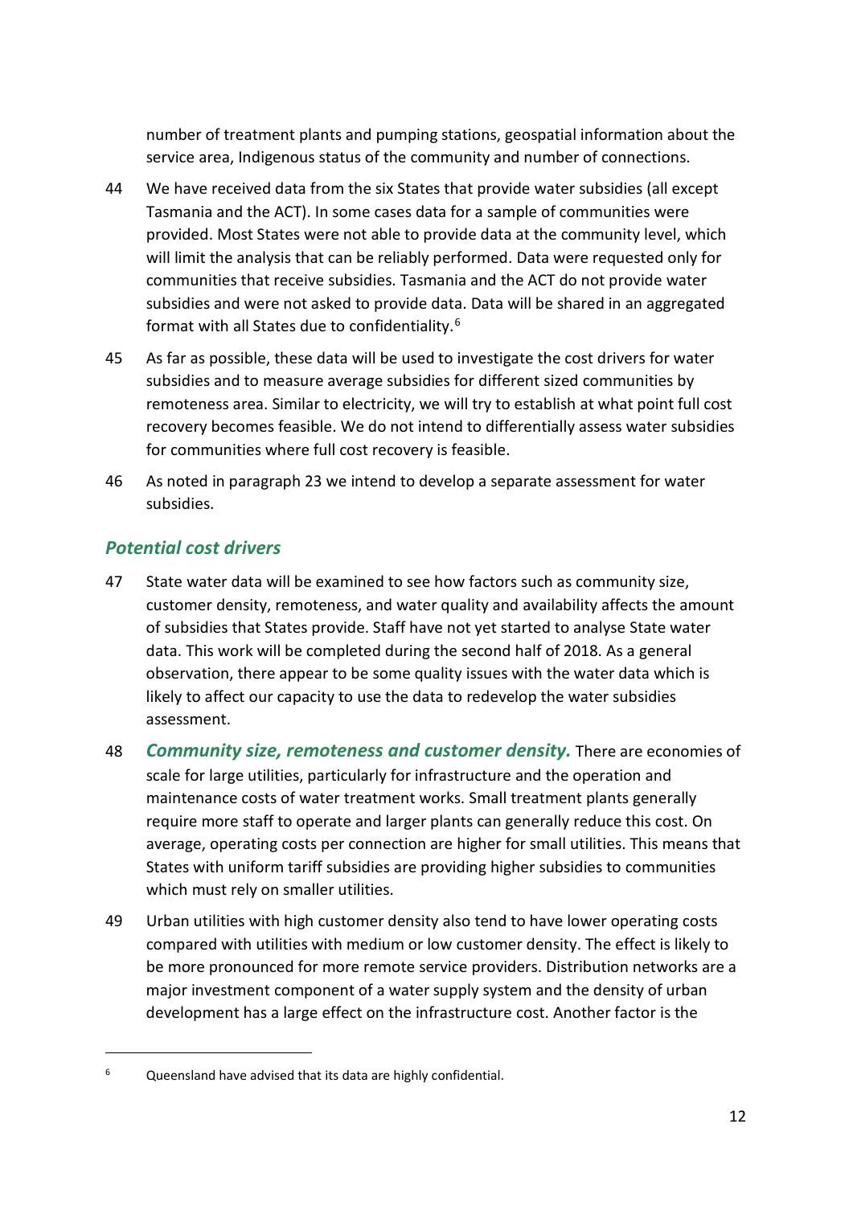number of treatment plants and pumping stations, geospatial information about the service area, Indigenous status of the community and number of connections.

44 We have received data from the six States that provide water subsidies (all except Tasmania and the ACT). In some cases data for a sample of communities were provided. Most States were not able to provide data at the community level, which will limit the analysis that can be reliably performed. Data were requested only for communities that receive subsidies. Tasmania and the ACT do not provide water subsidies and were not asked to provide data. Data will be shared in an aggregated format with all States due to confidentiality.[6]

45 As far as possible, these data will be used to investigate the cost drivers for water subsidies and to measure average subsidies for different sized communities by remoteness area. Similar to electricity, we will try to establish at what point full cost recovery becomes feasible. We do not intend to differentially assess water subsidies for communities where full cost recovery is feasible.

46 As noted in paragraph 23 we intend to develop a separate assessment for water subsidies.

### *Potential cost drivers*

47 State water data will be examined to see how factors such as community size, customer density, remoteness, and water quality and availability affects the amount of subsidies that States provide. Staff have not yet started to analyse State water data. This work will be completed during the second half of 2018. As a general observation, there appear to be some quality issues with the water data which is likely to affect our capacity to use the data to redevelop the water subsidies assessment.

48 ***Community size, remoteness and customer density.*** There are economies of scale for large utilities, particularly for infrastructure and the operation and maintenance costs of water treatment works. Small treatment plants generally require more staff to operate and larger plants can generally reduce this cost. On average, operating costs per connection are higher for small utilities. This means that States with uniform tariff subsidies are providing higher subsidies to communities which must rely on smaller utilities.

49 Urban utilities with high customer density also tend to have lower operating costs compared with utilities with medium or low customer density. The effect is likely to be more pronounced for more remote service providers. Distribution networks are a major investment component of a water supply system and the density of urban development has a large effect on the infrastructure cost. Another factor is the

[6] Queensland have advised that its data are highly confidential.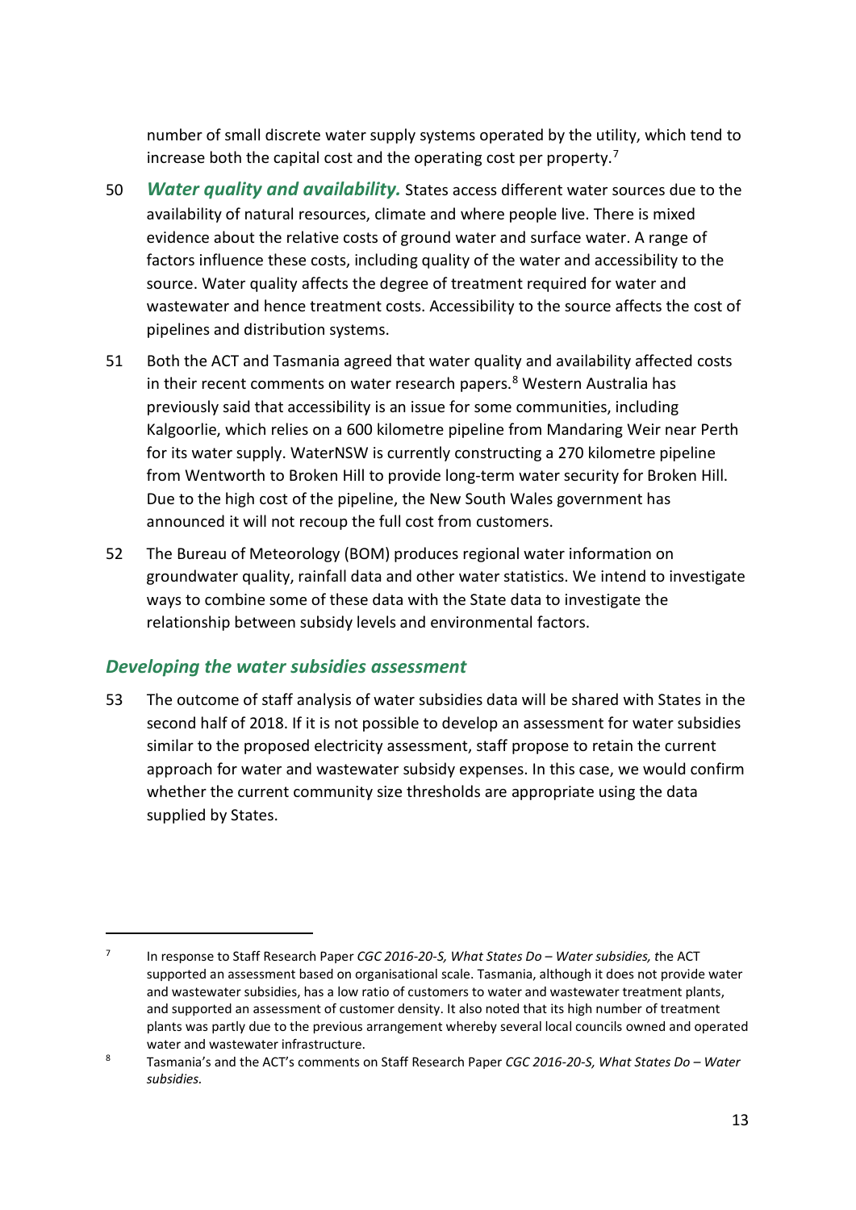number of small discrete water supply systems operated by the utility, which tend to increase both the capital cost and the operating cost per property.[7]

50 ***Water quality and availability.*** States access different water sources due to the availability of natural resources, climate and where people live. There is mixed evidence about the relative costs of ground water and surface water. A range of factors influence these costs, including quality of the water and accessibility to the source. Water quality affects the degree of treatment required for water and wastewater and hence treatment costs. Accessibility to the source affects the cost of pipelines and distribution systems.

51 Both the ACT and Tasmania agreed that water quality and availability affected costs in their recent comments on water research papers.[8] Western Australia has previously said that accessibility is an issue for some communities, including Kalgoorlie, which relies on a 600 kilometre pipeline from Mandaring Weir near Perth for its water supply. WaterNSW is currently constructing a 270 kilometre pipeline from Wentworth to Broken Hill to provide long-term water security for Broken Hill. Due to the high cost of the pipeline, the New South Wales government has announced it will not recoup the full cost from customers.

52 The Bureau of Meteorology (BOM) produces regional water information on groundwater quality, rainfall data and other water statistics. We intend to investigate ways to combine some of these data with the State data to investigate the relationship between subsidy levels and environmental factors.

## *Developing the water subsidies assessment*

53 The outcome of staff analysis of water subsidies data will be shared with States in the second half of 2018. If it is not possible to develop an assessment for water subsidies similar to the proposed electricity assessment, staff propose to retain the current approach for water and wastewater subsidy expenses. In this case, we would confirm whether the current community size thresholds are appropriate using the data supplied by States.

---

[7] In response to Staff Research Paper *CGC 2016-20-S, What States Do – Water subsidies,* the ACT supported an assessment based on organisational scale. Tasmania, although it does not provide water and wastewater subsidies, has a low ratio of customers to water and wastewater treatment plants, and supported an assessment of customer density. It also noted that its high number of treatment plants was partly due to the previous arrangement whereby several local councils owned and operated water and wastewater infrastructure.

[8] Tasmania's and the ACT's comments on Staff Research Paper *CGC 2016-20-S, What States Do – Water subsidies.*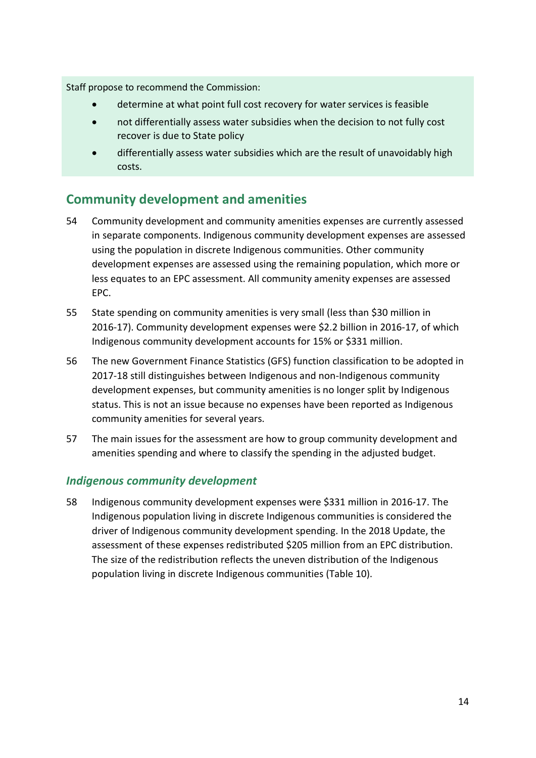Staff propose to recommend the Commission:

- determine at what point full cost recovery for water services is feasible
- not differentially assess water subsidies when the decision to not fully cost recover is due to State policy
- differentially assess water subsidies which are the result of unavoidably high costs.

## Community development and amenities

54 Community development and community amenities expenses are currently assessed in separate components. Indigenous community development expenses are assessed using the population in discrete Indigenous communities. Other community development expenses are assessed using the remaining population, which more or less equates to an EPC assessment. All community amenity expenses are assessed EPC.

55 State spending on community amenities is very small (less than $30 million in 2016-17). Community development expenses were $2.2 billion in 2016-17, of which Indigenous community development accounts for 15% or $331 million.

56 The new Government Finance Statistics (GFS) function classification to be adopted in 2017-18 still distinguishes between Indigenous and non-Indigenous community development expenses, but community amenities is no longer split by Indigenous status. This is not an issue because no expenses have been reported as Indigenous community amenities for several years.

57 The main issues for the assessment are how to group community development and amenities spending and where to classify the spending in the adjusted budget.

### *Indigenous community development*

58 Indigenous community development expenses were $331 million in 2016-17. The Indigenous population living in discrete Indigenous communities is considered the driver of Indigenous community development spending. In the 2018 Update, the assessment of these expenses redistributed $205 million from an EPC distribution. The size of the redistribution reflects the uneven distribution of the Indigenous population living in discrete Indigenous communities (Table 10).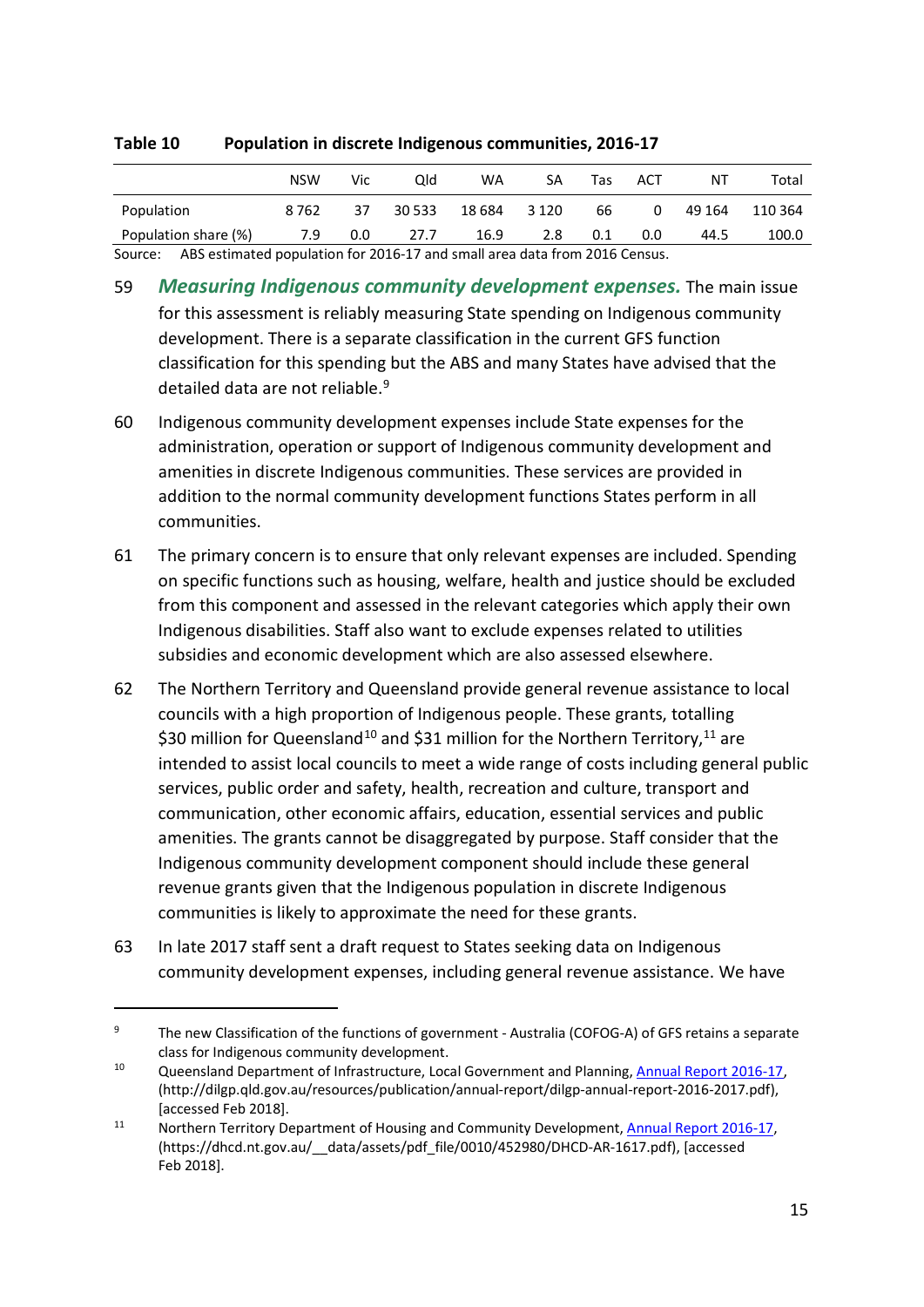**Table 10 Population in discrete Indigenous communities, 2016-17**

| | NSW | Vic | Qld | WA | SA | Tas | ACT | NT | Total |
|---|---|---|---|---|---|---|---|---|---|
| Population | 8 762 | 37 | 30 533 | 18 684 | 3 120 | 66 | 0 | 49 164 | 110 364 |
| Population share (%) | 7.9 | 0.0 | 27.7 | 16.9 | 2.8 | 0.1 | 0.0 | 44.5 | 100.0 |

Source: ABS estimated population for 2016-17 and small area data from 2016 Census.

59 ***Measuring Indigenous community development expenses.*** The main issue for this assessment is reliably measuring State spending on Indigenous community development. There is a separate classification in the current GFS function classification for this spending but the ABS and many States have advised that the detailed data are not reliable.[9]

60 Indigenous community development expenses include State expenses for the administration, operation or support of Indigenous community development and amenities in discrete Indigenous communities. These services are provided in addition to the normal community development functions States perform in all communities.

61 The primary concern is to ensure that only relevant expenses are included. Spending on specific functions such as housing, welfare, health and justice should be excluded from this component and assessed in the relevant categories which apply their own Indigenous disabilities. Staff also want to exclude expenses related to utilities subsidies and economic development which are also assessed elsewhere.

62 The Northern Territory and Queensland provide general revenue assistance to local councils with a high proportion of Indigenous people. These grants, totalling $30 million for Queensland[10] and $31 million for the Northern Territory,[11] are intended to assist local councils to meet a wide range of costs including general public services, public order and safety, health, recreation and culture, transport and communication, other economic affairs, education, essential services and public amenities. The grants cannot be disaggregated by purpose. Staff consider that the Indigenous community development component should include these general revenue grants given that the Indigenous population in discrete Indigenous communities is likely to approximate the need for these grants.

63 In late 2017 staff sent a draft request to States seeking data on Indigenous community development expenses, including general revenue assistance. We have

---

[9] The new Classification of the functions of government - Australia (COFOG-A) of GFS retains a separate class for Indigenous community development.

[10] Queensland Department of Infrastructure, Local Government and Planning, Annual Report 2016-17, (http://dilgp.qld.gov.au/resources/publication/annual-report/dilgp-annual-report-2016-2017.pdf), [accessed Feb 2018].

[11] Northern Territory Department of Housing and Community Development, Annual Report 2016-17, (https://dhcd.nt.gov.au/__data/assets/pdf_file/0010/452980/DHCD-AR-1617.pdf), [accessed Feb 2018].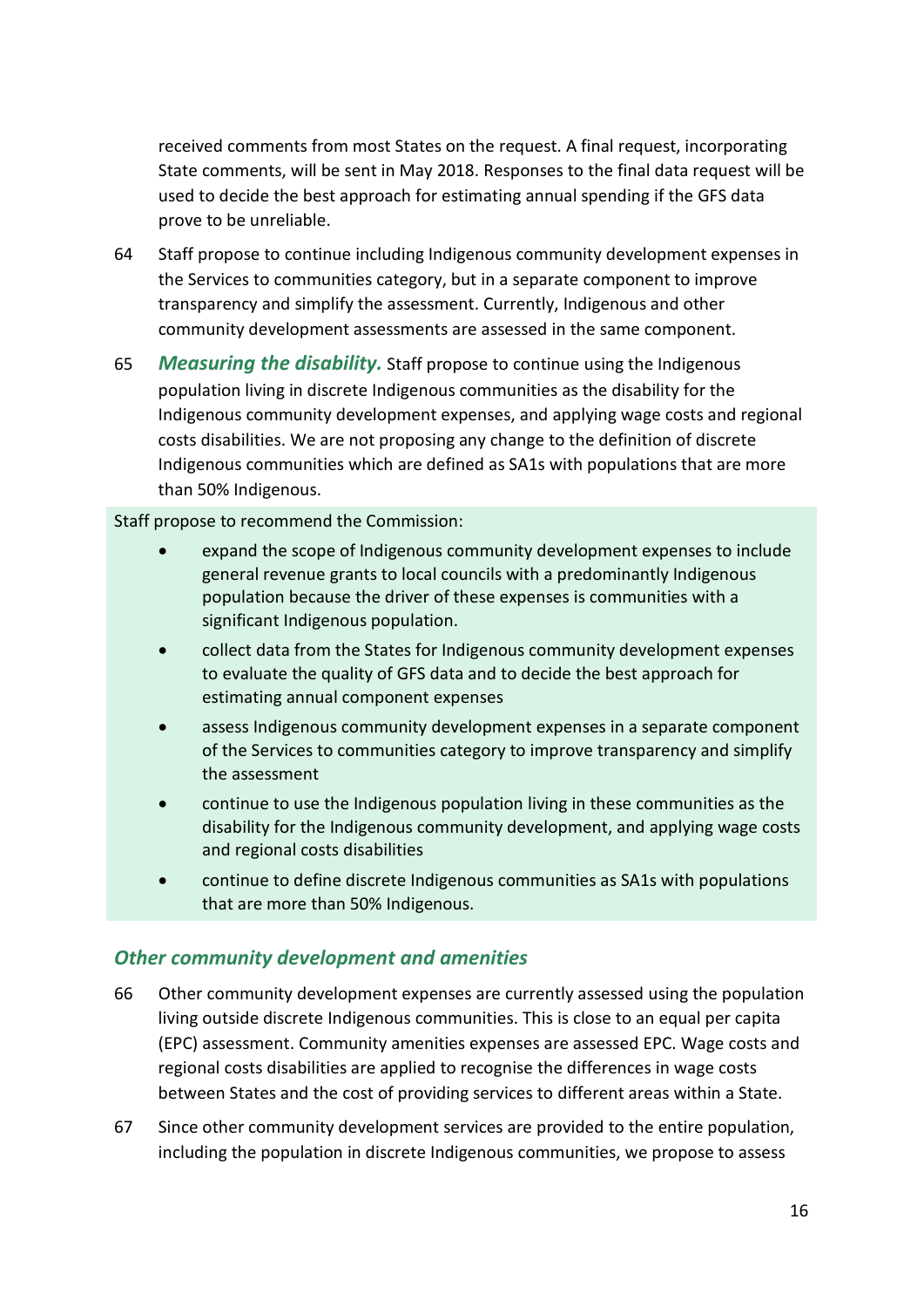received comments from most States on the request. A final request, incorporating State comments, will be sent in May 2018. Responses to the final data request will be used to decide the best approach for estimating annual spending if the GFS data prove to be unreliable.

64 Staff propose to continue including Indigenous community development expenses in the Services to communities category, but in a separate component to improve transparency and simplify the assessment. Currently, Indigenous and other community development assessments are assessed in the same component.

65 ***Measuring the disability.*** Staff propose to continue using the Indigenous population living in discrete Indigenous communities as the disability for the Indigenous community development expenses, and applying wage costs and regional costs disabilities. We are not proposing any change to the definition of discrete Indigenous communities which are defined as SA1s with populations that are more than 50% Indigenous.

Staff propose to recommend the Commission:

- expand the scope of Indigenous community development expenses to include general revenue grants to local councils with a predominantly Indigenous population because the driver of these expenses is communities with a significant Indigenous population.
- collect data from the States for Indigenous community development expenses to evaluate the quality of GFS data and to decide the best approach for estimating annual component expenses
- assess Indigenous community development expenses in a separate component of the Services to communities category to improve transparency and simplify the assessment
- continue to use the Indigenous population living in these communities as the disability for the Indigenous community development, and applying wage costs and regional costs disabilities
- continue to define discrete Indigenous communities as SA1s with populations that are more than 50% Indigenous.

### *Other community development and amenities*

66 Other community development expenses are currently assessed using the population living outside discrete Indigenous communities. This is close to an equal per capita (EPC) assessment. Community amenities expenses are assessed EPC. Wage costs and regional costs disabilities are applied to recognise the differences in wage costs between States and the cost of providing services to different areas within a State.

67 Since other community development services are provided to the entire population, including the population in discrete Indigenous communities, we propose to assess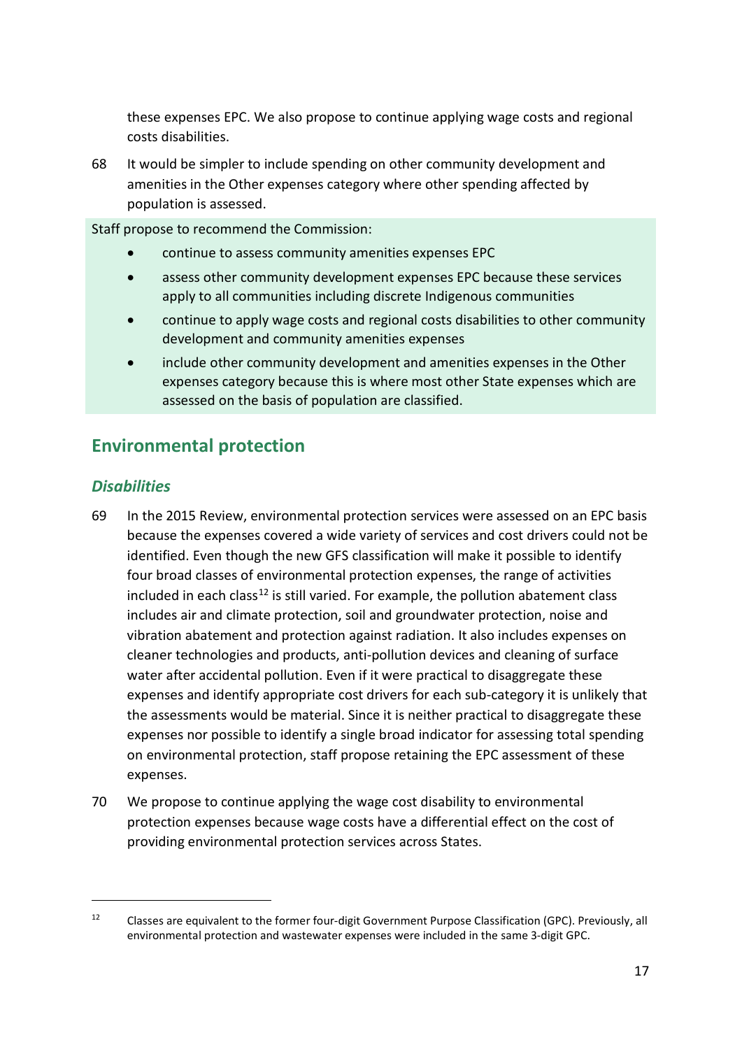these expenses EPC. We also propose to continue applying wage costs and regional costs disabilities.

68 It would be simpler to include spending on other community development and amenities in the Other expenses category where other spending affected by population is assessed.

Staff propose to recommend the Commission:

- continue to assess community amenities expenses EPC
- assess other community development expenses EPC because these services apply to all communities including discrete Indigenous communities
- continue to apply wage costs and regional costs disabilities to other community development and community amenities expenses
- include other community development and amenities expenses in the Other expenses category because this is where most other State expenses which are assessed on the basis of population are classified.

## Environmental protection

### *Disabilities*

69 In the 2015 Review, environmental protection services were assessed on an EPC basis because the expenses covered a wide variety of services and cost drivers could not be identified. Even though the new GFS classification will make it possible to identify four broad classes of environmental protection expenses, the range of activities included in each class[12] is still varied. For example, the pollution abatement class includes air and climate protection, soil and groundwater protection, noise and vibration abatement and protection against radiation. It also includes expenses on cleaner technologies and products, anti-pollution devices and cleaning of surface water after accidental pollution. Even if it were practical to disaggregate these expenses and identify appropriate cost drivers for each sub-category it is unlikely that the assessments would be material. Since it is neither practical to disaggregate these expenses nor possible to identify a single broad indicator for assessing total spending on environmental protection, staff propose retaining the EPC assessment of these expenses.

70 We propose to continue applying the wage cost disability to environmental protection expenses because wage costs have a differential effect on the cost of providing environmental protection services across States.

[12] Classes are equivalent to the former four-digit Government Purpose Classification (GPC). Previously, all environmental protection and wastewater expenses were included in the same 3-digit GPC.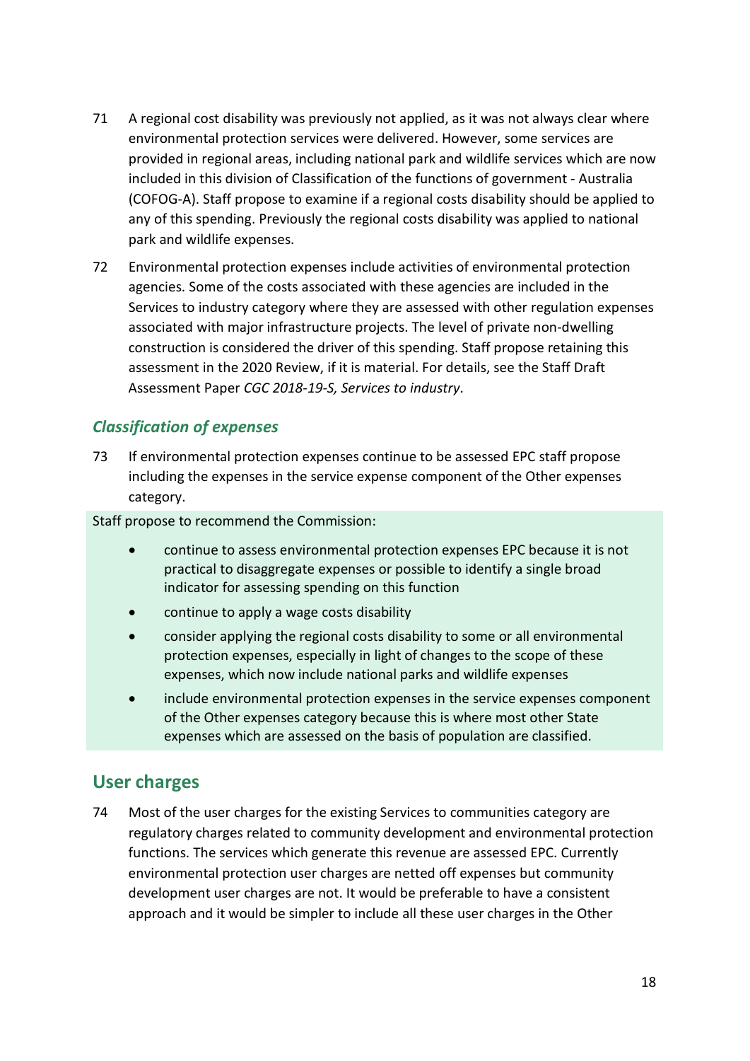71 A regional cost disability was previously not applied, as it was not always clear where environmental protection services were delivered. However, some services are provided in regional areas, including national park and wildlife services which are now included in this division of Classification of the functions of government - Australia (COFOG-A). Staff propose to examine if a regional costs disability should be applied to any of this spending. Previously the regional costs disability was applied to national park and wildlife expenses.

72 Environmental protection expenses include activities of environmental protection agencies. Some of the costs associated with these agencies are included in the Services to industry category where they are assessed with other regulation expenses associated with major infrastructure projects. The level of private non-dwelling construction is considered the driver of this spending. Staff propose retaining this assessment in the 2020 Review, if it is material. For details, see the Staff Draft Assessment Paper *CGC 2018-19-S, Services to industry*.

### *Classification of expenses*

73 If environmental protection expenses continue to be assessed EPC staff propose including the expenses in the service expense component of the Other expenses category.

Staff propose to recommend the Commission:

- continue to assess environmental protection expenses EPC because it is not practical to disaggregate expenses or possible to identify a single broad indicator for assessing spending on this function
- continue to apply a wage costs disability
- consider applying the regional costs disability to some or all environmental protection expenses, especially in light of changes to the scope of these expenses, which now include national parks and wildlife expenses
- include environmental protection expenses in the service expenses component of the Other expenses category because this is where most other State expenses which are assessed on the basis of population are classified.

## User charges

74 Most of the user charges for the existing Services to communities category are regulatory charges related to community development and environmental protection functions. The services which generate this revenue are assessed EPC. Currently environmental protection user charges are netted off expenses but community development user charges are not. It would be preferable to have a consistent approach and it would be simpler to include all these user charges in the Other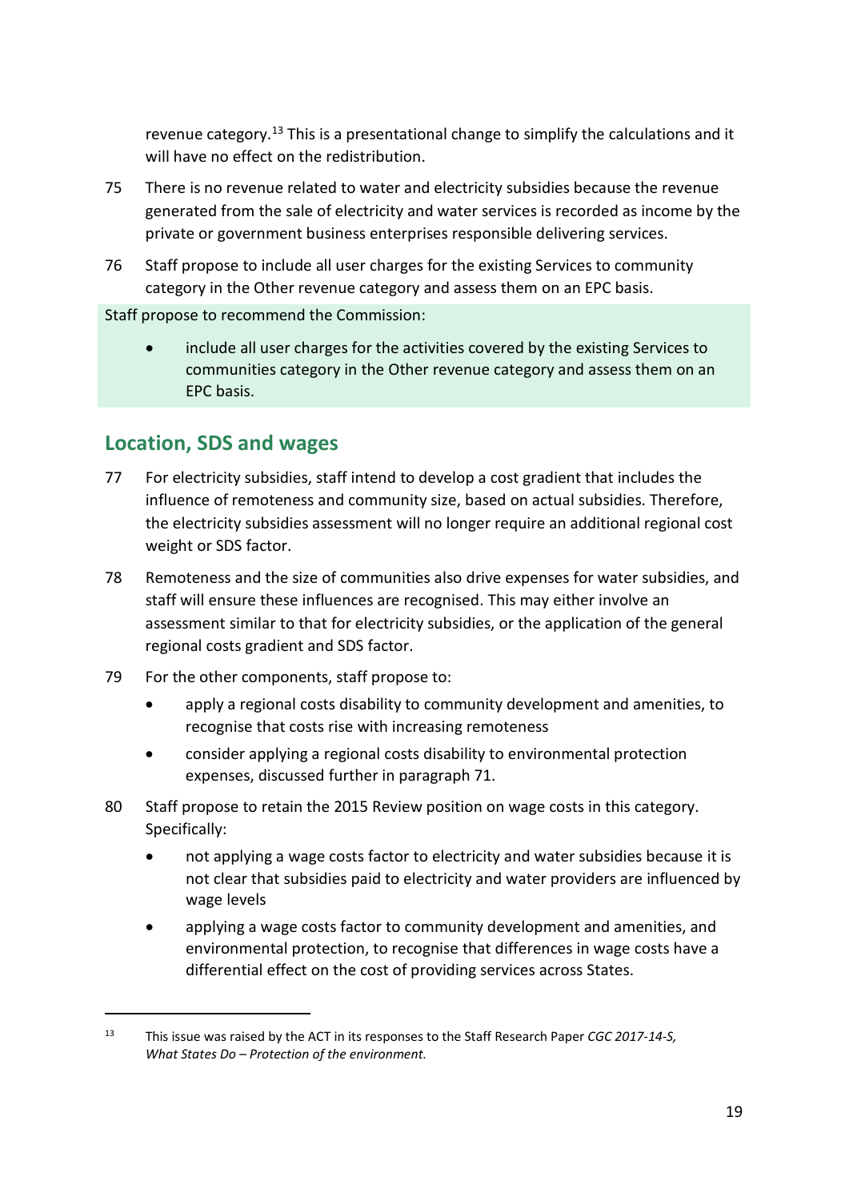revenue category.[13] This is a presentational change to simplify the calculations and it will have no effect on the redistribution.

75 There is no revenue related to water and electricity subsidies because the revenue generated from the sale of electricity and water services is recorded as income by the private or government business enterprises responsible delivering services.

76 Staff propose to include all user charges for the existing Services to community category in the Other revenue category and assess them on an EPC basis.

Staff propose to recommend the Commission:

- include all user charges for the activities covered by the existing Services to communities category in the Other revenue category and assess them on an EPC basis.

## Location, SDS and wages

77 For electricity subsidies, staff intend to develop a cost gradient that includes the influence of remoteness and community size, based on actual subsidies. Therefore, the electricity subsidies assessment will no longer require an additional regional cost weight or SDS factor.

78 Remoteness and the size of communities also drive expenses for water subsidies, and staff will ensure these influences are recognised. This may either involve an assessment similar to that for electricity subsidies, or the application of the general regional costs gradient and SDS factor.

79 For the other components, staff propose to:

- apply a regional costs disability to community development and amenities, to recognise that costs rise with increasing remoteness
- consider applying a regional costs disability to environmental protection expenses, discussed further in paragraph 71.

80 Staff propose to retain the 2015 Review position on wage costs in this category. Specifically:

- not applying a wage costs factor to electricity and water subsidies because it is not clear that subsidies paid to electricity and water providers are influenced by wage levels
- applying a wage costs factor to community development and amenities, and environmental protection, to recognise that differences in wage costs have a differential effect on the cost of providing services across States.

---

[13] This issue was raised by the ACT in its responses to the Staff Research Paper *CGC 2017-14-S, What States Do – Protection of the environment.*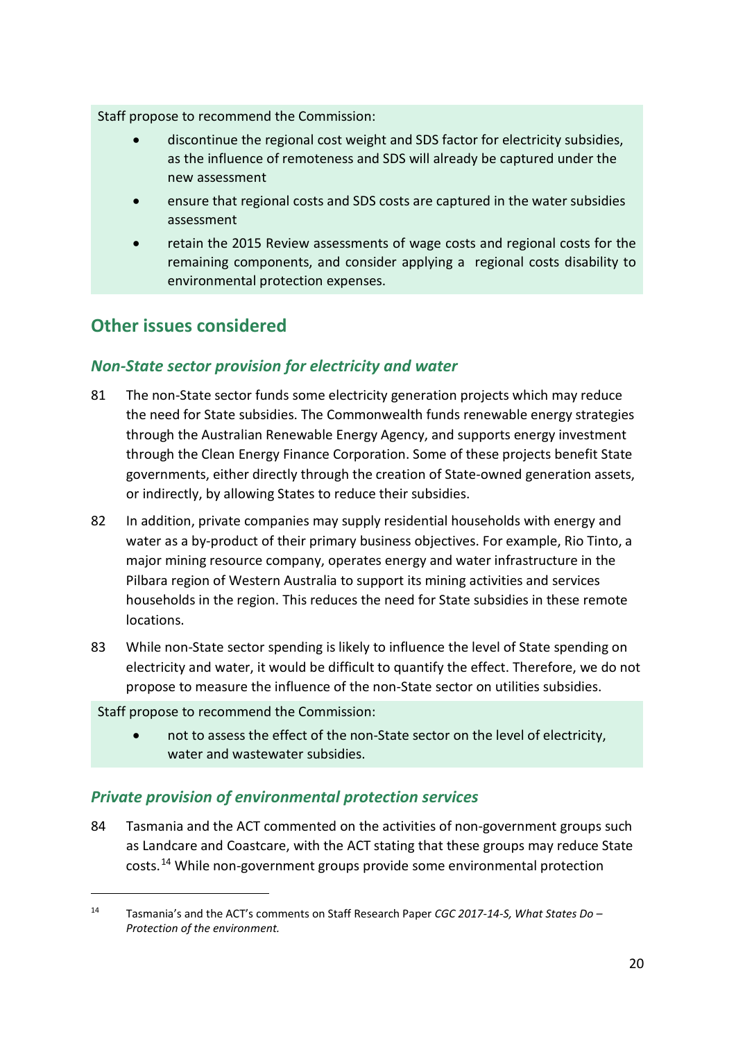Staff propose to recommend the Commission:

- discontinue the regional cost weight and SDS factor for electricity subsidies, as the influence of remoteness and SDS will already be captured under the new assessment
- ensure that regional costs and SDS costs are captured in the water subsidies assessment
- retain the 2015 Review assessments of wage costs and regional costs for the remaining components, and consider applying a regional costs disability to environmental protection expenses.

## Other issues considered

### *Non-State sector provision for electricity and water*

81 The non-State sector funds some electricity generation projects which may reduce the need for State subsidies. The Commonwealth funds renewable energy strategies through the Australian Renewable Energy Agency, and supports energy investment through the Clean Energy Finance Corporation. Some of these projects benefit State governments, either directly through the creation of State-owned generation assets, or indirectly, by allowing States to reduce their subsidies.

82 In addition, private companies may supply residential households with energy and water as a by-product of their primary business objectives. For example, Rio Tinto, a major mining resource company, operates energy and water infrastructure in the Pilbara region of Western Australia to support its mining activities and services households in the region. This reduces the need for State subsidies in these remote locations.

83 While non-State sector spending is likely to influence the level of State spending on electricity and water, it would be difficult to quantify the effect. Therefore, we do not propose to measure the influence of the non-State sector on utilities subsidies.

Staff propose to recommend the Commission:

- not to assess the effect of the non-State sector on the level of electricity, water and wastewater subsidies.

### *Private provision of environmental protection services*

84 Tasmania and the ACT commented on the activities of non-government groups such as Landcare and Coastcare, with the ACT stating that these groups may reduce State costs.[14] While non-government groups provide some environmental protection

[14] Tasmania's and the ACT's comments on Staff Research Paper *CGC 2017-14-S, What States Do – Protection of the environment.*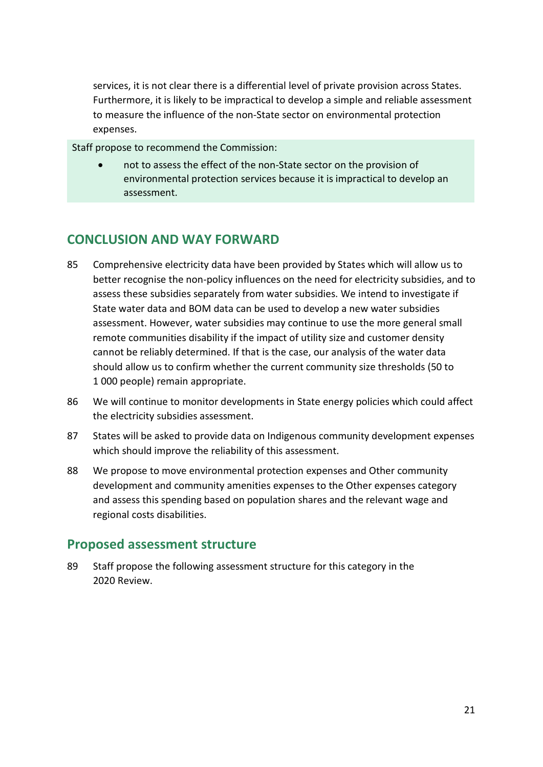services, it is not clear there is a differential level of private provision across States. Furthermore, it is likely to be impractical to develop a simple and reliable assessment to measure the influence of the non-State sector on environmental protection expenses.

Staff propose to recommend the Commission:

- not to assess the effect of the non-State sector on the provision of environmental protection services because it is impractical to develop an assessment.

## CONCLUSION AND WAY FORWARD

85 Comprehensive electricity data have been provided by States which will allow us to better recognise the non-policy influences on the need for electricity subsidies, and to assess these subsidies separately from water subsidies. We intend to investigate if State water data and BOM data can be used to develop a new water subsidies assessment. However, water subsidies may continue to use the more general small remote communities disability if the impact of utility size and customer density cannot be reliably determined. If that is the case, our analysis of the water data should allow us to confirm whether the current community size thresholds (50 to 1 000 people) remain appropriate.

86 We will continue to monitor developments in State energy policies which could affect the electricity subsidies assessment.

87 States will be asked to provide data on Indigenous community development expenses which should improve the reliability of this assessment.

88 We propose to move environmental protection expenses and Other community development and community amenities expenses to the Other expenses category and assess this spending based on population shares and the relevant wage and regional costs disabilities.

### Proposed assessment structure

89 Staff propose the following assessment structure for this category in the 2020 Review.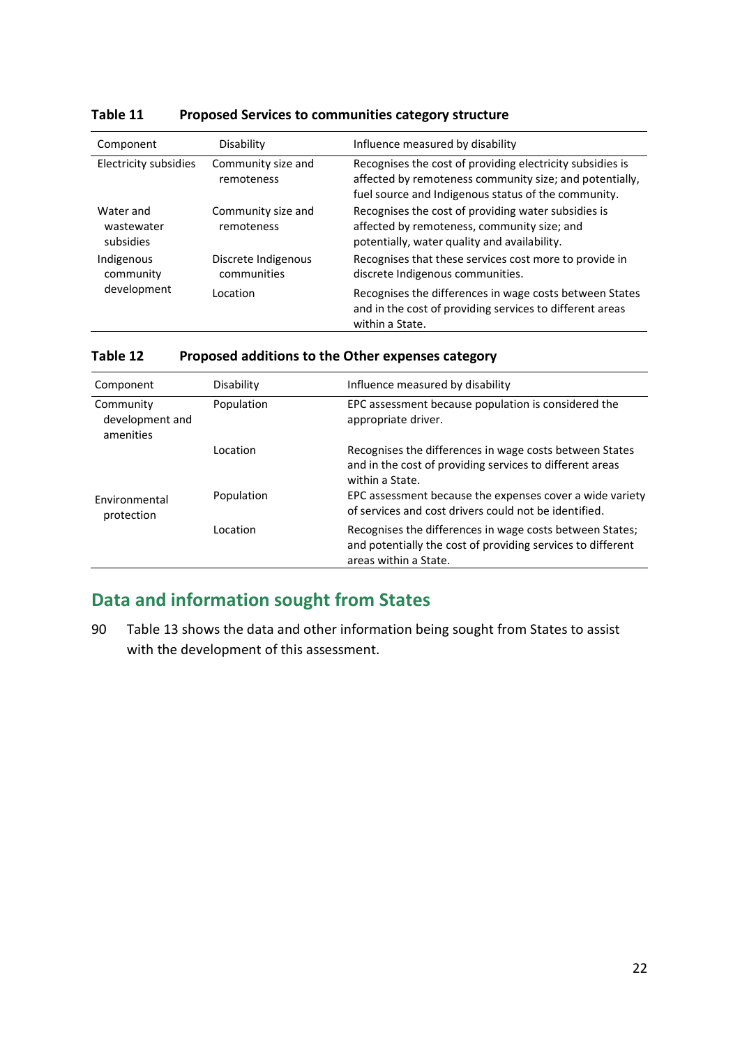**Table 11 Proposed Services to communities category structure**

| Component | Disability | Influence measured by disability |
|---|---|---|
| Electricity subsidies | Community size and remoteness | Recognises the cost of providing electricity subsidies is affected by remoteness community size; and potentially, fuel source and Indigenous status of the community. |
| Water and wastewater subsidies | Community size and remoteness | Recognises the cost of providing water subsidies is affected by remoteness, community size; and potentially, water quality and availability. |
| Indigenous community development | Discrete Indigenous communities | Recognises that these services cost more to provide in discrete Indigenous communities. |
| | Location | Recognises the differences in wage costs between States and in the cost of providing services to different areas within a State. |

**Table 12 Proposed additions to the Other expenses category**

| Component | Disability | Influence measured by disability |
|---|---|---|
| Community development and amenities | Population | EPC assessment because population is considered the appropriate driver. |
| | Location | Recognises the differences in wage costs between States and in the cost of providing services to different areas within a State. |
| Environmental protection | Population | EPC assessment because the expenses cover a wide variety of services and cost drivers could not be identified. |
| | Location | Recognises the differences in wage costs between States; and potentially the cost of providing services to different areas within a State. |

## Data and information sought from States

90 Table 13 shows the data and other information being sought from States to assist with the development of this assessment.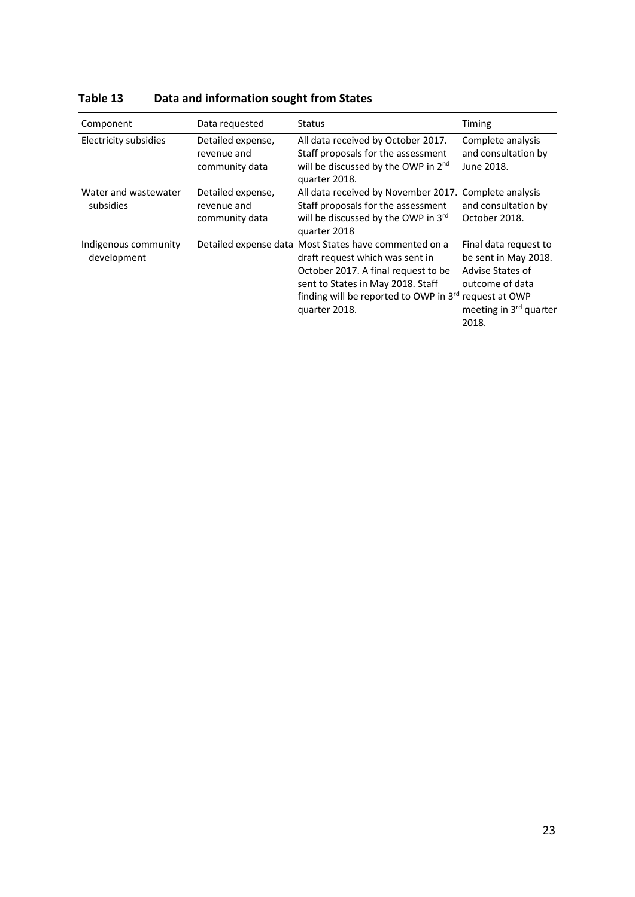**Table 13 Data and information sought from States**

| Component | Data requested | Status | Timing |
|---|---|---|---|
| Electricity subsidies | Detailed expense, revenue and community data | All data received by October 2017. Staff proposals for the assessment will be discussed by the OWP in 2nd quarter 2018. | Complete analysis and consultation by June 2018. |
| Water and wastewater subsidies | Detailed expense, revenue and community data | All data received by November 2017. Staff proposals for the assessment will be discussed by the OWP in 3rd quarter 2018 | Complete analysis and consultation by October 2018. |
| Indigenous community development | Detailed expense data | Most States have commented on a draft request which was sent in October 2017. A final request to be sent to States in May 2018. Staff finding will be reported to OWP in 3rd quarter 2018. | Final data request to be sent in May 2018. Advise States of outcome of data request at OWP meeting in 3rd quarter 2018. |